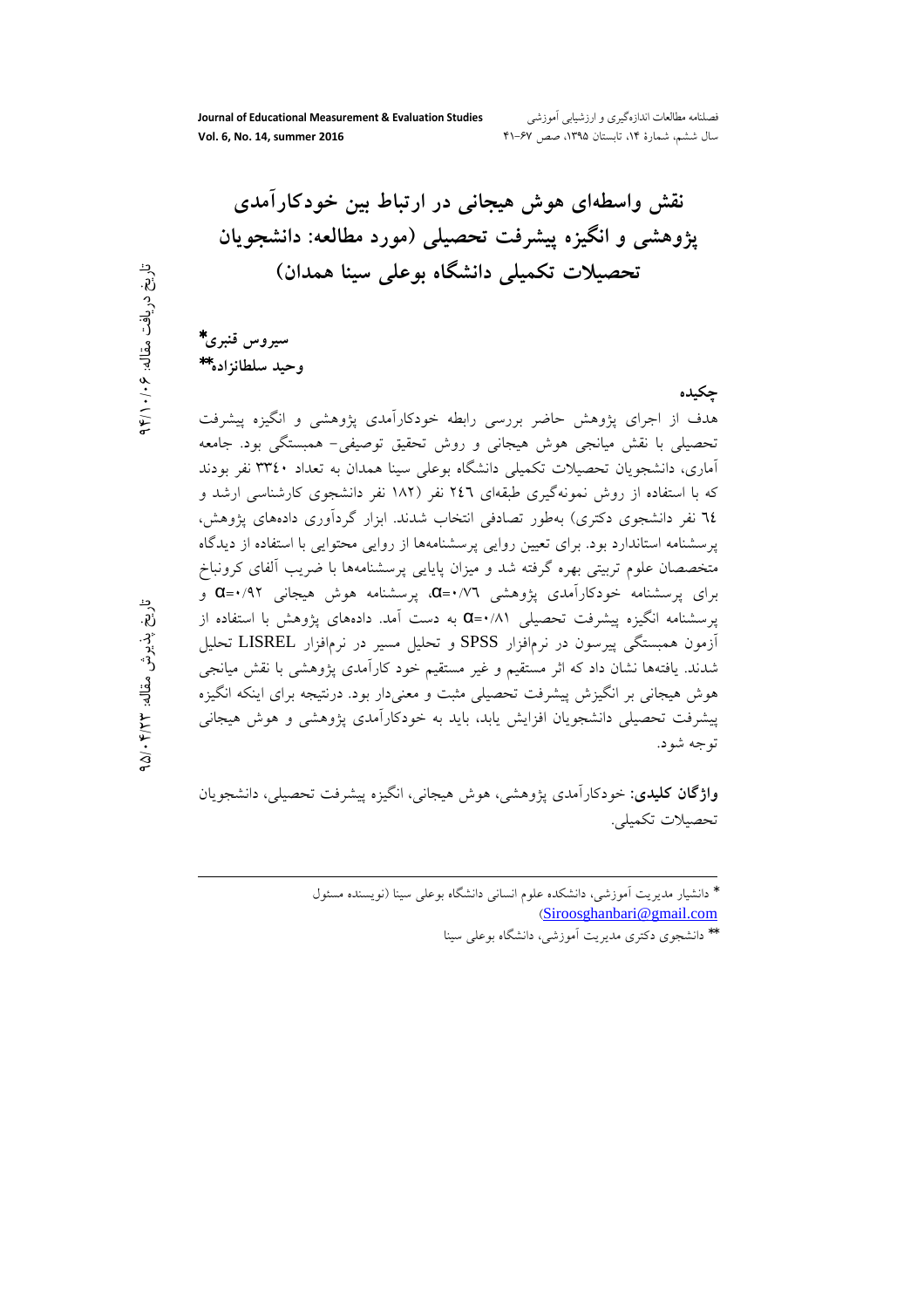# نقش واسطه‌ای هوش هیجانی در ارتباط بین خودکارآمدی پژوهشی و انگیزه پیشرفت تحصیلی (مورد مطالعه: دانشجویان تحصیلات تکمیلی دانشگاه بوعلی سینا همدان)

تاریخ دریافت مقاله: ۹۴/۱۰/۰۶

تاریخ پذیرش مقاله: ۹۵/۰۴/۲۳

**سیروس قنبری***

**وحید سلطانزاده****

**چکیده**

هدف از اجرای پژوهش حاضر بررسی رابطه خودکارآمدی پژوهشی و انگیزه پیشرفت تحصیلی با نقش میانجی هوش هیجانی و روش تحقیق توصیفی- همبستگی بود. جامعه آماری، دانشجویان تحصیلات تکمیلی دانشگاه بوعلی سینا همدان به تعداد ۳۳٤۰ نفر بودند که با استفاده از روش نمونه‌گیری طبقه‌ای ۲٤٦ نفر (۱۸۲ نفر دانشجوی کارشناسی ارشد و ٦٤ نفر دانشجوی دکتری) به‌طور تصادفی انتخاب شدند. ابزار گردآوری داده‌های پژوهش، پرسشنامه استاندارد بود. برای تعیین روایی پرسشنامه‌ها از روایی محتوایی با استفاده از دیدگاه متخصصان علوم تربیتی بهره گرفته شد و میزان پایایی پرسشنامه‌ها با ضریب آلفای کرونباخ برای پرسشنامه خودکارآمدی پژوهشی $\alpha$=۰/۷٦، پرسشنامه هوش هیجانی $\alpha$=۰/۹۲ و پرسشنامه انگیزه پیشرفت تحصیلی $\alpha$=۰/۸۱ به دست آمد. داده‌های پژوهش با استفاده از آزمون همبستگی پیرسون در نرم‌افزار SPSS و تحلیل مسیر در نرم‌افزار LISREL تحلیل شدند. یافته‌ها نشان داد که اثر مستقیم و غیر مستقیم خود کارآمدی پژوهشی با نقش میانجی هوش هیجانی بر انگیزش پیشرفت تحصیلی مثبت و معنی‌دار بود. درنتیجه برای اینکه انگیزه پیشرفت تحصیلی دانشجویان افزایش یابد، باید به خودکارآمدی پژوهشی و هوش هیجانی توجه شود.

**واژگان کلیدی**: خودکارآمدی پژوهشی، هوش هیجانی، انگیزه پیشرفت تحصیلی، دانشجویان تحصیلات تکمیلی.

---

* دانشیار مدیریت آموزشی، دانشکده علوم انسانی دانشگاه بوعلی سینا (نویسنده مسئول Siroosghanbari@gmail.com)

** دانشجوی دکتری مدیریت آموزشی، دانشگاه بوعلی سینا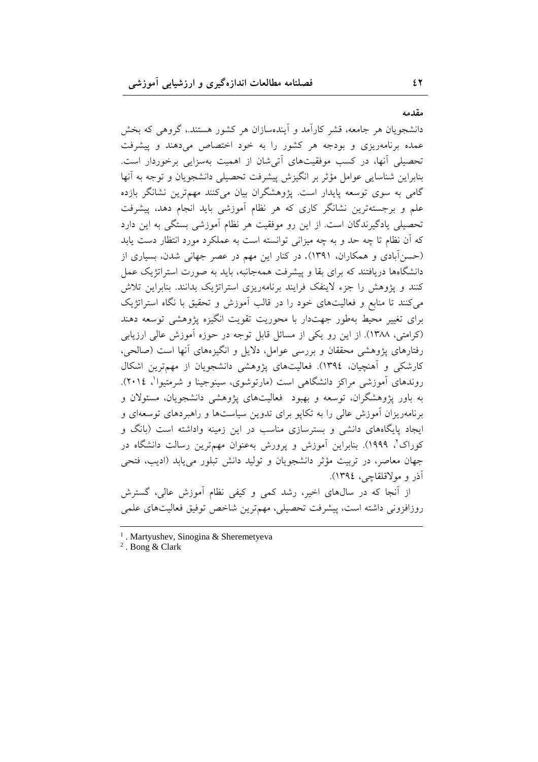## مقدمه

دانشجویان هر جامعه، قشر کارآمد و آینده‌سازان هر کشور هستند.، گروهی که بخش عمده برنامه‌ریزی و بودجه هر کشور را به خود اختصاص می‌دهند و پیشرفت تحصیلی آنها، در کسب موفقیت‌های آتی‌شان از اهمیت به‌سزایی برخوردار است. بنابراین شناسایی عوامل مؤثر بر انگیزش پیشرفت تحصیلی دانشجویان و توجه به آنها گامی به سوی توسعه پایدار است. پژوهشگران بیان می‌کنند مهم‌ترین نشانگر بازده علم و برجسته‌ترین نشانگر کاری که هر نظام آموزشی باید انجام دهد، پیشرفت تحصیلی یادگیرندگان است. از این رو موفقیت هر نظام آموزشی بستگی به این دارد که آن نظام تا چه حد و به چه میزانی توانسته است به عملکرد مورد انتظار دست یابد (حسن‌آبادی و همکاران، ۱۳۹۱). در کنار این مهم در عصر جهانی شدن، بسیاری از دانشگاه‌ها دریافتند که برای بقا و پیشرفت همه‌جانبه، باید به صورت استراتژیک عمل کنند و پژوهش را جزء لاینفک فرایند برنامه‌ریزی استراتژیک بدانند. بنابراین تلاش می‌کنند تا منابع و فعالیت‌های خود را در قالب آموزش و تحقیق با نگاه استراتژیک برای تغییر محیط به‌طور جهت‌دار با محوریت تقویت انگیزه پژوهشی توسعه دهند (کرامتی، ۱۳۸۸). از این رو یکی از مسائل قابل توجه در حوزه آموزش عالی ارزیابی رفتارهای پژوهشی محققان و بررسی عوامل، دلایل و انگیزه‌های آنها است (صالحی، کارشکی و آهنچیان، ۱۳۹٤). فعالیت‌های پژوهشی دانشجویان از مهم‌ترین اشکال روندهای آموزشی مراکز دانشگاهی است (مارتوشوی، سینوجینا و شرمتیوا[1]، ۲۰۱٤). به باور پژوهشگران، توسعه و بهبود فعالیت‌های پژوهشی دانشجویان، مسئولان و برنامه‌ریزان آموزش عالی را به تکاپو برای تدوین سیاست‌ها و راهبردهای توسعه‌ای و ایجاد پایگاه‌های دانشی و بسترسازی مناسب در این زمینه واداشته است (بانگ و کوراک[2]، ۱۹۹۹). بنابراین آموزش و پرورش به‌عنوان مهم‌ترین رسالت دانشگاه در جهان معاصر، در تربیت مؤثر دانشجویان و تولید دانش تبلور می‌یابد (ادیب، فتحی آذر و مولاقلقاچی، ۱۳۹٤).

از آنجا که در سال‌های اخیر، رشد کمی و کیفی نظام آموزش عالی، گسترش روزافزونی داشته است، پیشرفت تحصیلی، مهم‌ترین شاخص توفیق فعالیت‌های علمی

---

[1]. Martyushev, Sinogina & Sheremetyeva

[2]. Bong & Clark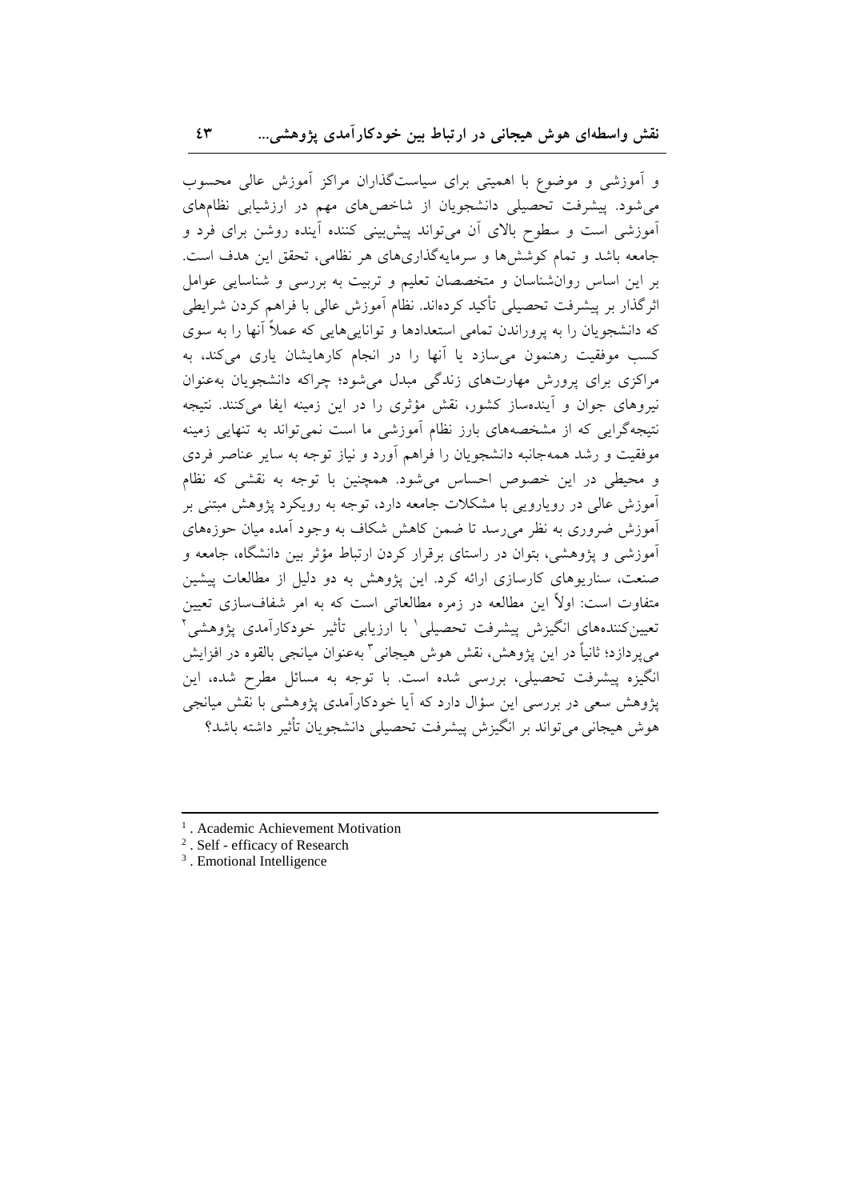و آموزشی و موضوع با اهمیتی برای سیاست‌گذاران مراکز آموزش عالی محسوب می‌شود. پیشرفت تحصیلی دانشجویان از شاخص‌های مهم در ارزشیابی نظام‌های آموزشی است و سطوح بالای آن می‌تواند پیش‌بینی کننده آینده روشن برای فرد و جامعه باشد و تمام کوشش‌ها و سرمایه‌گذاری‌های هر نظامی، تحقق این هدف است. بر این اساس روان‌شناسان و متخصصان تعلیم و تربیت به بررسی و شناسایی عوامل اثرگذار بر پیشرفت تحصیلی تأکید کرده‌اند. نظام آموزش عالی با فراهم کردن شرایطی که دانشجویان را به پروراندن تمامی استعدادها و توانایی‌هایی که عملاً آنها را به سوی کسب موفقیت رهنمون می‌سازد یا آنها را در انجام کارهایشان یاری می‌کند، به مراکزی برای پرورش مهارت‌های زندگی مبدل می‌شود؛ چراکه دانشجویان به‌عنوان نیروهای جوان و آینده‌ساز کشور، نقش مؤثری را در این زمینه ایفا می‌کنند. نتیجه نتیجه‌گرایی که از مشخصه‌های بارز نظام آموزشی ما است نمی‌تواند به تنهایی زمینه موفقیت و رشد همه‌جانبه دانشجویان را فراهم آورد و نیاز توجه به سایر عناصر فردی و محیطی در این خصوص احساس می‌شود. همچنین با توجه به نقشی که نظام آموزش عالی در رویارویی با مشکلات جامعه دارد، توجه به رویکرد پژوهش مبتنی بر آموزش ضروری به نظر می‌رسد تا ضمن کاهش شکاف به وجود آمده میان حوزه‌های آموزشی و پژوهشی، بتوان در راستای برقرار کردن ارتباط مؤثر بین دانشگاه، جامعه و صنعت، سناریوهای کارسازی ارائه کرد. این پژوهش به دو دلیل از مطالعات پیشین متفاوت است: اولاً این مطالعه در زمره مطالعاتی است که به امر شفاف‌سازی تعیین تعیین‌کننده‌های انگیزش پیشرفت تحصیلی[1] با ارزیابی تأثیر خودکارآمدی پژوهشی[2] می‌پردازد؛ ثانیاً در این پژوهش، نقش هوش هیجانی[3] به‌عنوان میانجی بالقوه در افزایش انگیزه پیشرفت تحصیلی، بررسی شده است. با توجه به مسائل مطرح شده، این پژوهش سعی در بررسی این سؤال دارد که آیا خودکارآمدی پژوهشی با نقش میانجی هوش هیجانی می‌تواند بر انگیزش پیشرفت تحصیلی دانشجویان تأثیر داشته باشد؟

---

[1]. Academic Achievement Motivation

[2]. Self - efficacy of Research

[3]. Emotional Intelligence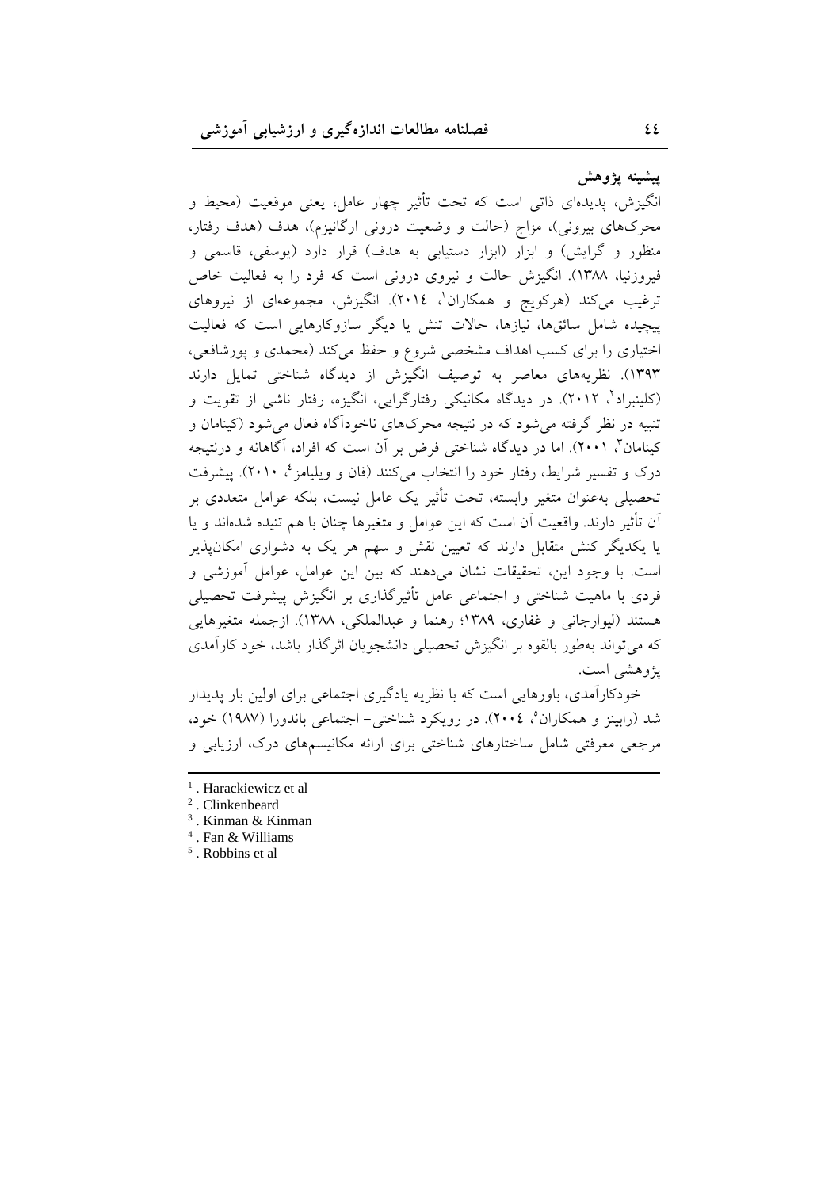### پیشینه پژوهش

انگیزش، پدیده‌ای ذاتی است که تحت تأثیر چهار عامل، یعنی موقعیت (محیط و محرک‌های بیرونی)، مزاج (حالت و وضعیت درونی ارگانیزم)، هدف (هدف رفتار، منظور و گرایش) و ابزار (ابزار دستیابی به هدف) قرار دارد (یوسفی، قاسمی و فیروزنیا، ۱۳۸۸). انگیزش حالت و نیروی درونی است که فرد را به فعالیت خاص ترغیب می‌کند (هرکویچ و همکاران[1]، ۲۰۱٤). انگیزش، مجموعه‌ای از نیروهای پیچیده شامل سائق‌ها، نیازها، حالات تنش یا دیگر سازوکارهایی است که فعالیت اختیاری را برای کسب اهداف مشخصی شروع و حفظ می‌کند (محمدی و پورشافعی، ۱۳۹۳). نظریه‌های معاصر به توصیف انگیزش از دیدگاه شناختی تمایل دارند (کلینبراد[2]، ۲۰۱۲). در دیدگاه مکانیکی رفتارگرایی، انگیزه، رفتار ناشی از تقویت و تنبیه در نظر گرفته می‌شود که در نتیجه محرک‌های ناخودآگاه فعال می‌شود (کینامان و کینامان[3]، ۲۰۰۱). اما در دیدگاه شناختی فرض بر آن است که افراد، آگاهانه و درنتیجه درک و تفسیر شرایط، رفتار خود را انتخاب می‌کنند (فان و ویلیامز[4]، ۲۰۱۰). پیشرفت تحصیلی به‌عنوان متغیر وابسته، تحت تأثیر یک عامل نیست، بلکه عوامل متعددی بر آن تأثیر دارند. واقعیت آن است که این عوامل و متغیرها چنان با هم تنیده شده‌اند و یا با یکدیگر کنش متقابل دارند که تعیین نقش و سهم هر یک به دشواری امکان‌پذیر است. با وجود این، تحقیقات نشان می‌دهند که بین این عوامل، عوامل آموزشی و فردی با ماهیت شناختی و اجتماعی عامل تأثیرگذاری بر انگیزش پیشرفت تحصیلی هستند (لیوارجانی و غفاری، ۱۳۸۹؛ رهنما و عبدالملکی، ۱۳۸۸). ازجمله متغیرهایی که می‌تواند به‌طور بالقوه بر انگیزش تحصیلی دانشجویان اثرگذار باشد، خود کارآمدی پژوهشی است.

خودکارآمدی، باورهایی است که با نظریه یادگیری اجتماعی برای اولین بار پدیدار شد (رابینز و همکاران[5]، ۲۰۰٤). در رویکرد شناختی- اجتماعی باندورا (۱۹۸۷) خود، مرجعی معرفتی شامل ساختارهای شناختی برای ارائه مکانیسم‌های درک، ارزیابی و

---

[1]. Harackiewicz et al

[2]. Clinkenbeard

[3]. Kinman & Kinman

[4]. Fan & Williams

[5]. Robbins et al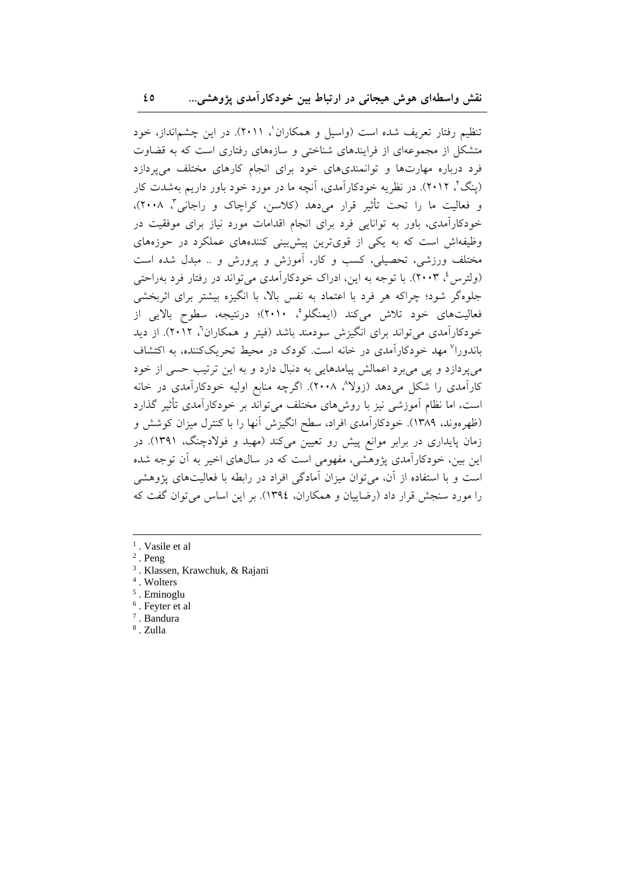تنظیم رفتار تعریف شده است (واسیل و همکاران[1]، ۲۰۱۱). در این چشم‌انداز، خود متشکل از مجموعه‌ای از فرایندهای شناختی و سازه‌های رفتاری است که به قضاوت فرد درباره مهارت‌ها و توانمندی‌های خود برای انجام کارهای مختلف می‌پردازد (پنگ[2]، ۲۰۱۲). در نظریه خودکارآمدی، آنچه ما در مورد خود باور داریم به‌شدت کار و فعالیت ما را تحت تأثیر قرار می‌دهد (کلاسن، کراچاک و راجانی[3]، ۲۰۰۸)، خودکارآمدی، باور به توانایی فرد برای انجام اقدامات مورد نیاز برای موفقیت در وظیفه‌اش است که به یکی از قوی‌ترین پیش‌بینی کننده‌های عملکرد در حوزه‌های مختلف ورزشی، تحصیلی، کسب و کار، آموزش و پرورش و .. مبدل شده است (ولترس[4]، ۲۰۰۳). با توجه به این، ادراک خودکارآمدی می‌تواند در رفتار فرد به‌راحتی جلوه‌گر شود؛ چراکه هر فرد با اعتماد به نفس بالا، با انگیزه بیشتر برای اثربخشی فعالیت‌های خود تلاش می‌کند (ایمنگلو[5]، ۲۰۱۰)؛ درنتیجه، سطوح بالایی از خودکارآمدی می‌تواند برای انگیزش سودمند باشد (فیتر و همکاران[6]، ۲۰۱۲). از دید باندورا[7] مهد خودکارآمدی در خانه است. کودک در محیط تحریک‌کننده، به اکتشاف می‌پردازد و پی می‌برد اعمالش پیامدهایی به دنبال دارد و به این ترتیب حسی از خود کارآمدی را شکل می‌دهد (زولا[8]، ۲۰۰۸). اگرچه منابع اولیه خودکارآمدی در خانه است، اما نظام آموزشی نیز با روش‌های مختلف می‌تواند بر خودکارآمدی تأثیر گذارد (ظهره‌وند، ۱۳۸۹). خودکارآمدی افراد، سطح انگیزش آنها را با کنترل میزان کوشش و زمان پایداری در برابر موانع پیش رو تعیین می‌کند (مهبد و فولادچنگ، ۱۳۹۱). در این بین، خودکارآمدی پژوهشی، مفهومی است که در سال‌های اخیر به آن توجه شده است و با استفاده از آن، می‌توان میزان آمادگی افراد در رابطه با فعالیت‌های پژوهشی را مورد سنجش قرار داد (رضاییان و همکاران، ۱۳۹٤). بر این اساس می‌توان گفت که

---

1. Vasile et al
2. Peng
3. Klassen, Krawchuk, & Rajani
4. Wolters
5. Eminoglu
6. Feyter et al
7. Bandura
8. Zulla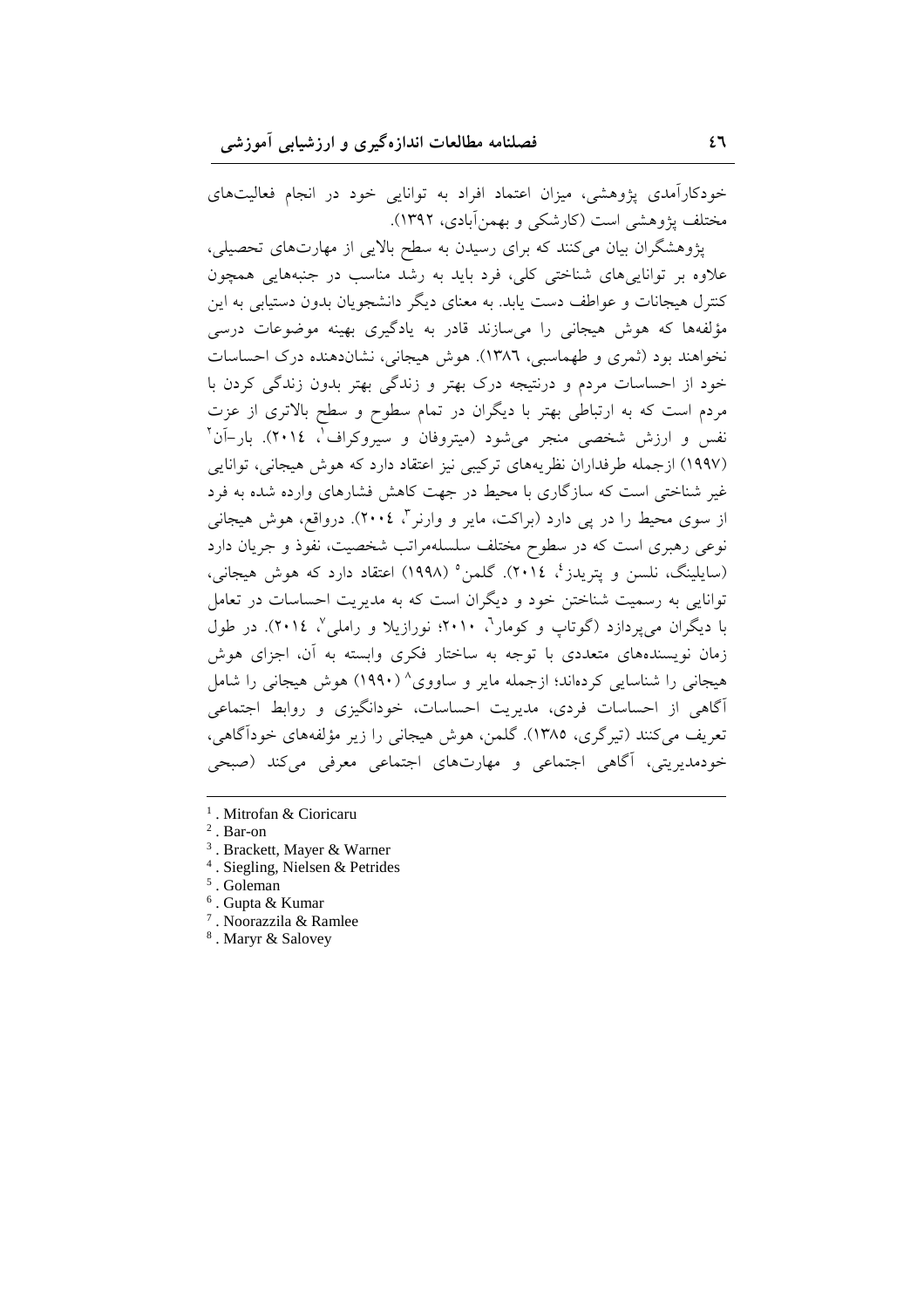خودکارآمدی پژوهشی، میزان اعتماد افراد به توانایی خود در انجام فعالیت‌های مختلف پژوهشی است (کارشکی و بهمن‌آبادی، ۱۳۹۲).

پژوهشگران بیان می‌کنند که برای رسیدن به سطح بالایی از مهارت‌های تحصیلی، علاوه بر توانایی‌های شناختی کلی، فرد باید به رشد مناسب در جنبه‌هایی همچون کنترل هیجانات و عواطف دست یابد. به معنای دیگر دانشجویان بدون دستیابی به این مؤلفه‌ها که هوش هیجانی را می‌سازند قادر به یادگیری بهینه موضوعات درسی نخواهند بود (ثمری و طهماسبی، ۱۳۸٦). هوش هیجانی، نشان‌دهنده درک احساسات خود از احساسات مردم و درنتیجه درک بهتر و زندگی بهتر بدون زندگی کردن با مردم است که به ارتباطی بهتر با دیگران در تمام سطوح و سطح بالاتری از عزت نفس و ارزش شخصی منجر می‌شود (میتروفان و سیروکراف[1]، ۲۰۱٤). بار-آن[2] (۱۹۹۷) ازجمله طرفداران نظریه‌های ترکیبی نیز اعتقاد دارد که هوش هیجانی، توانایی غیر شناختی است که سازگاری با محیط در جهت کاهش فشارهای وارده شده به فرد از سوی محیط را در پی دارد (براکت، مایر و وارنر[3]، ۲۰۰٤). درواقع، هوش هیجانی نوعی رهبری است که در سطوح مختلف سلسله‌مراتب شخصیت، نفوذ و جریان دارد (سایلینگ، نلسن و پتریدز[4]، ۲۰۱٤). گلمن[5] (۱۹۹۸) اعتقاد دارد که هوش هیجانی، توانایی به رسمیت شناختن خود و دیگران است که به مدیریت احساسات در تعامل با دیگران می‌پردازد (گوتاپ و کومار[6]، ۲۰۱۰؛ نورازیلا و راملی[7]، ۲۰۱٤). در طول زمان نویسنده‌های متعددی با توجه به ساختار فکری وابسته به آن، اجزای هوش هیجانی را شناسایی کرده‌اند؛ ازجمله مایر و سالووی[8] (۱۹۹۰) هوش هیجانی را شامل آگاهی از احساسات فردی، مدیریت احساسات، خودانگیزی و روابط اجتماعی تعریف می‌کنند (تیرگری، ۱۳۸۵). گلمن، هوش هیجانی را زیر مؤلفه‌های خودآگاهی، خودمدیریتی، آگاهی اجتماعی و مهارت‌های اجتماعی معرفی می‌کند (صبحی

---

[1] . Mitrofan & Cioricaru
[2] . Bar-on
[3] . Brackett, Mayer & Warner
[4] . Siegling, Nielsen & Petrides
[5] . Goleman
[6] . Gupta & Kumar
[7] . Noorazzila & Ramlee
[8] . Maryr & Salovey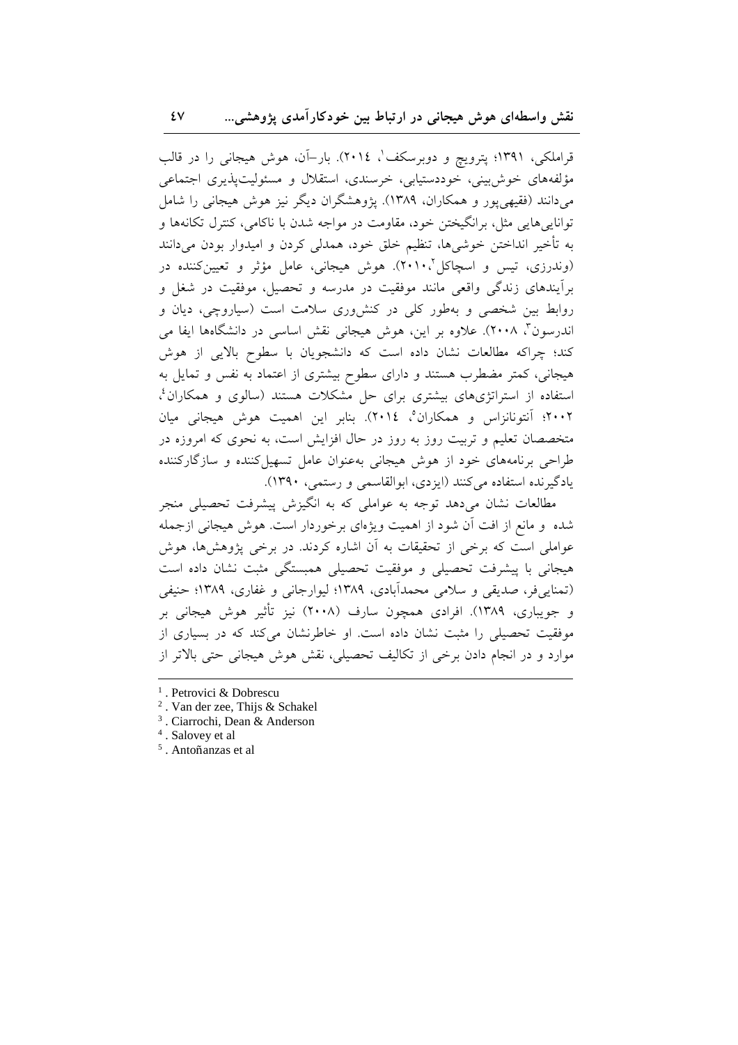قراملکی، ۱۳۹۱؛ پترویچ و دوبرسکف[1]، ۲۰۱٤). بار–آن، هوش هیجانی را در قالب مؤلفه‌های خوش‌بینی، خوددستیابی، خرسندی، استقلال و مسئولیت‌پذیری اجتماعی می‌دانند (فقیهی‌پور و همکاران، ۱۳۸۹). پژوهشگران دیگر نیز هوش هیجانی را شامل توانایی‌هایی مثل، برانگیختن خود، مقاومت در مواجه شدن با ناکامی، کنترل تکانه‌ها و به تأخیر انداختن خوشی‌ها، تنظیم خلق خود، همدلی کردن و امیدوار بودن می‌دانند (وندرزی، تیس و اسچاکل[2]،۲۰۱۰). هوش هیجانی، عامل مؤثر و تعیین‌کننده در برآیندهای زندگی واقعی مانند موفقیت در مدرسه و تحصیل، موفقیت در شغل و روابط بین شخصی و به‌طور کلی در کنش‌وری سلامت است (سیاروچی، دیان و اندرسون[3]، ۲۰۰۸). علاوه بر این، هوش هیجانی نقش اساسی در دانشگاه‌ها ایفا می کند؛ چراکه مطالعات نشان داده است که دانشجویان با سطوح بالایی از هوش هیجانی، کمتر مضطرب هستند و دارای سطوح بیشتری از اعتماد به نفس و تمایل به استفاده از استراتژی‌های بیشتری برای حل مشکلات هستند (سالوی و همکاران[4]، ۲۰۰۲؛ آنتونانزاس و همکاران[5]، ۲۰۱٤). بنابر این اهمیت هوش هیجانی میان متخصصان تعلیم و تربیت روز به روز در حال افزایش است، به نحوی که امروزه در طراحی برنامه‌های خود از هوش هیجانی به‌عنوان عامل تسهیل‌کننده و سازگارکننده یادگیرنده استفاده می‌کنند (ایزدی، ابوالقاسمی و رستمی، ۱۳۹۰).

مطالعات نشان می‌دهد توجه به عواملی که به انگیزش پیشرفت تحصیلی منجر شده و مانع از افت آن شود از اهمیت ویژه‌ای برخوردار است. هوش هیجانی ازجمله عواملی است که برخی از تحقیقات به آن اشاره کردند. در برخی پژوهش‌ها، هوش هیجانی با پیشرفت تحصیلی و موفقیت تحصیلی همبستگی مثبت نشان داده است (تمنایی‌فر، صدیقی و سلامی محمدآبادی، ۱۳۸۹؛ لیوارجانی و غفاری، ۱۳۸۹؛ حنیفی و جویباری، ۱۳۸۹). افرادی همچون سارف (۲۰۰۸) نیز تأثیر هوش هیجانی بر موفقیت تحصیلی را مثبت نشان داده است. او خاطرنشان می‌کند که در بسیاری از موارد و در انجام دادن برخی از تکالیف تحصیلی، نقش هوش هیجانی حتی بالاتر از

---

1. Petrovici & Dobrescu
2. Van der zee, Thijs & Schakel
3. Ciarrochi, Dean & Anderson
4. Salovey et al
5. Antoñanzas et al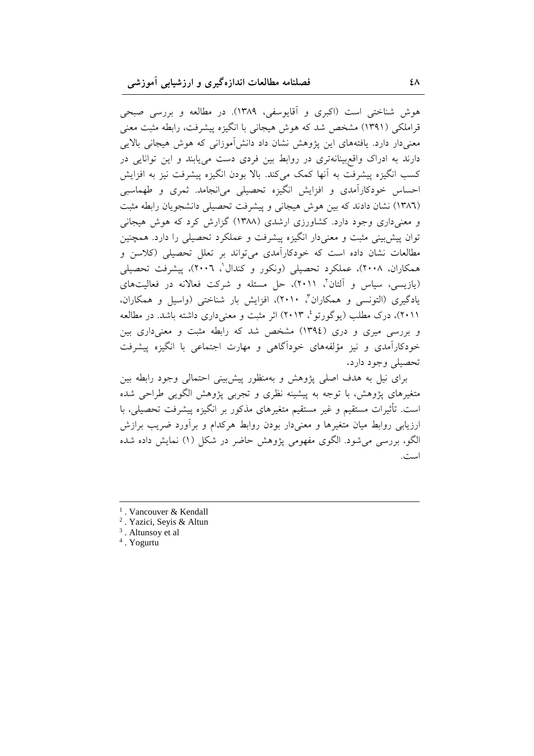هوش شناختی است (اکبری و آقایوسفی، ۱۳۸۹). در مطالعه و بررسی صبحی قراملکی (۱۳۹۱) مشخص شد که هوش هیجانی با انگیزه پیشرفت، رابطه مثبت معنی معنی‌دار دارد. یافته‌های این پژوهش نشان داد دانش‌آموزانی که هوش هیجانی بالایی دارند به ادراک واقع‌بینانه‌تری در روابط بین فردی دست می‌یابند و این توانایی در کسب انگیزه پیشرفت به آنها کمک می‌کند. بالا بودن انگیزه پیشرفت نیز به افزایش احساس خودکارآمدی و افزایش انگیزه تحصیلی می‌انجامد. ثمری و طهماسبی (۱۳۸۶) نشان دادند که بین هوش هیجانی و پیشرفت تحصیلی دانشجویان رابطه مثبت و معنی‌داری وجود دارد. کشاورزی ارشدی (۱۳۸۸) گزارش کرد که هوش هیجانی توان پیش‌بینی مثبت و معنی‌دار انگیزه پیشرفت و عملکرد تحصیلی را دارد. همچنین مطالعات نشان داده است که خودکارآمدی می‌تواند بر تعلل تحصیلی (کلاسن و همکاران، ۲۰۰۸)، عملکرد تحصیلی (ونکور و کندال[1]، ۲۰۰۶)، پیشرفت تحصیلی (یازیسی، سیاس و آلتان[2]، ۲۰۱۱)، حل مسئله و شرکت فعالانه در فعالیت‌های یادگیری (التونسی و همکاران[3]، ۲۰۱۰)، افزایش بار شناختی (واسیل و همکاران، ۲۰۱۱)، درک مطلب (یوگورتو[4]، ۲۰۱۳) اثر مثبت و معنی‌داری داشته باشد. در مطالعه و بررسی میری و دری (۱۳۹٤) مشخص شد که رابطه مثبت و معنی‌داری بین خودکارآمدی و نیز مؤلفه‌های خودآگاهی و مهارت اجتماعی با انگیزه پیشرفت تحصیلی وجود دارد.

برای نیل به هدف اصلی پژوهش و به‌منظور پیش‌بینی احتمالی وجود رابطه بین متغیرهای پژوهش، با توجه به پیشینه نظری و تجربی پژوهش الگویی طراحی شده است. تأثیرات مستقیم و غیر مستقیم متغیرهای مذکور بر انگیزه پیشرفت تحصیلی، با ارزیابی روابط میان متغیرها و معنی‌دار بودن روابط هرکدام و برآورد ضریب برازش الگو، بررسی می‌شود. الگوی مفهومی پژوهش حاضر در شکل (۱) نمایش داده شده است.

---

[1] . Vancouver & Kendall
[2] . Yazici, Seyis & Altun
[3] . Altunsoy et al
[4] . Yogurtu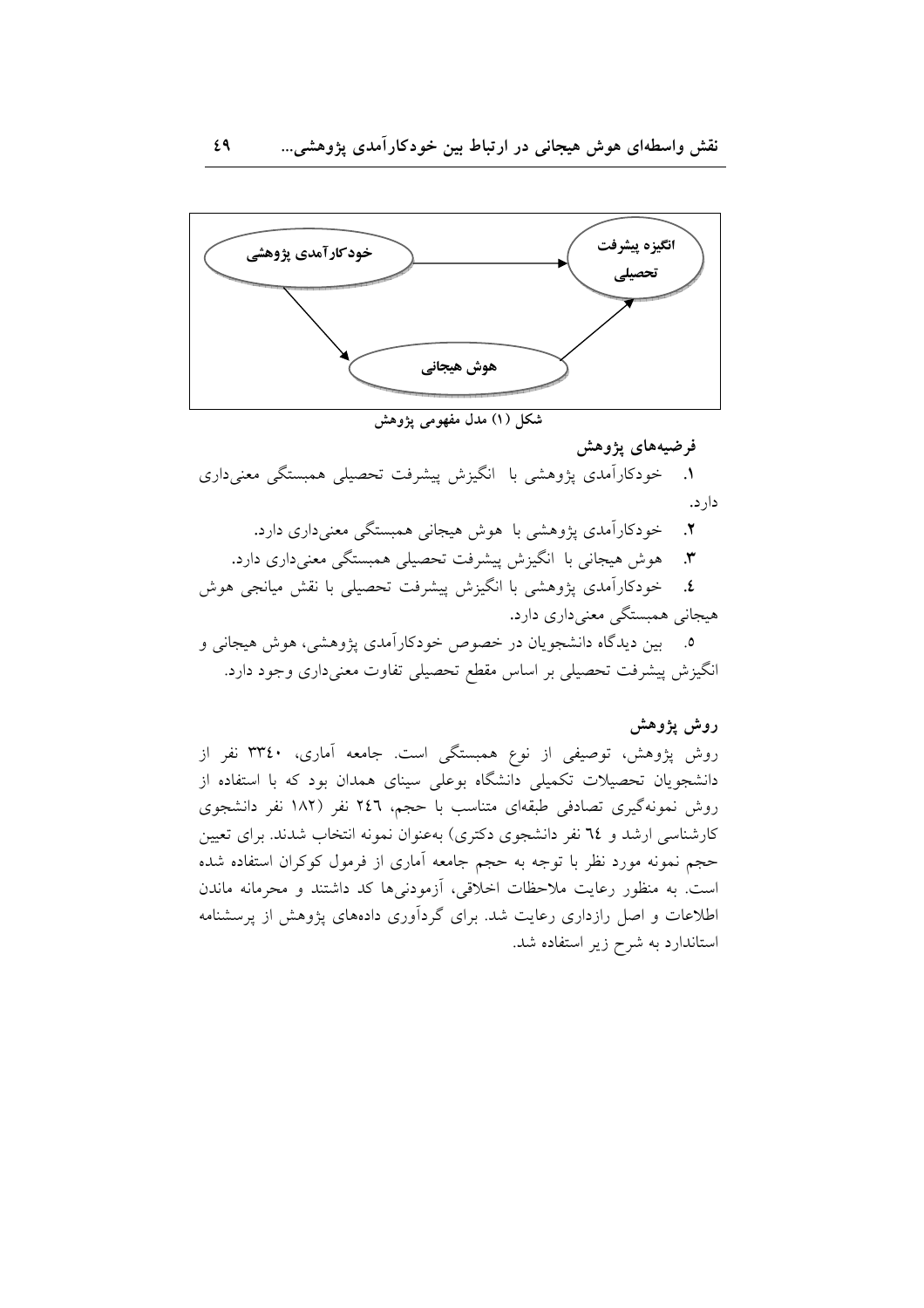خودکارآمدی پژوهشی → انگیزه پیشرفت تحصیلی

خودکارآمدی پژوهشی → هوش هیجانی → انگیزه پیشرفت تحصیلی

**شکل (۱) مدل مفهومی پژوهش**

### فرضیه‌های پژوهش

۱. خودکارآمدی پژوهشی با انگیزش پیشرفت تحصیلی همبستگی معنی‌داری دارد.

۲. خودکارآمدی پژوهشی با هوش هیجانی همبستگی معنی‌داری دارد.

۳. هوش هیجانی با انگیزش پیشرفت تحصیلی همبستگی معنی‌داری دارد.

٤. خودکارآمدی پژوهشی با انگیزش پیشرفت تحصیلی با نقش میانجی هوش هیجانی همبستگی معنی‌داری دارد.

٥. بین دیدگاه دانشجویان در خصوص خودکارآمدی پژوهشی، هوش هیجانی و انگیزش پیشرفت تحصیلی بر اساس مقطع تحصیلی تفاوت معنی‌داری وجود دارد.

### روش پژوهش

روش پژوهش، توصیفی از نوع همبستگی است. جامعه آماری، ۳۳٤۰ نفر از دانشجویان تحصیلات تکمیلی دانشگاه بوعلی سینای همدان بود که با استفاده از روش نمونه‌گیری تصادفی طبقه‌ای متناسب با حجم، ۲٤٦ نفر (۱۸۲ نفر دانشجوی کارشناسی ارشد و ٦٤ نفر دانشجوی دکتری) به‌عنوان نمونه انتخاب شدند. برای تعیین حجم نمونه مورد نظر با توجه به حجم جامعه آماری از فرمول کوکران استفاده شده است. به منظور رعایت ملاحظات اخلاقی، آزمودنی‌ها کد داشتند و محرمانه ماندن اطلاعات و اصل رازداری رعایت شد. برای گردآوری داده‌های پژوهش از پرسشنامه استاندارد به شرح زیر استفاده شد.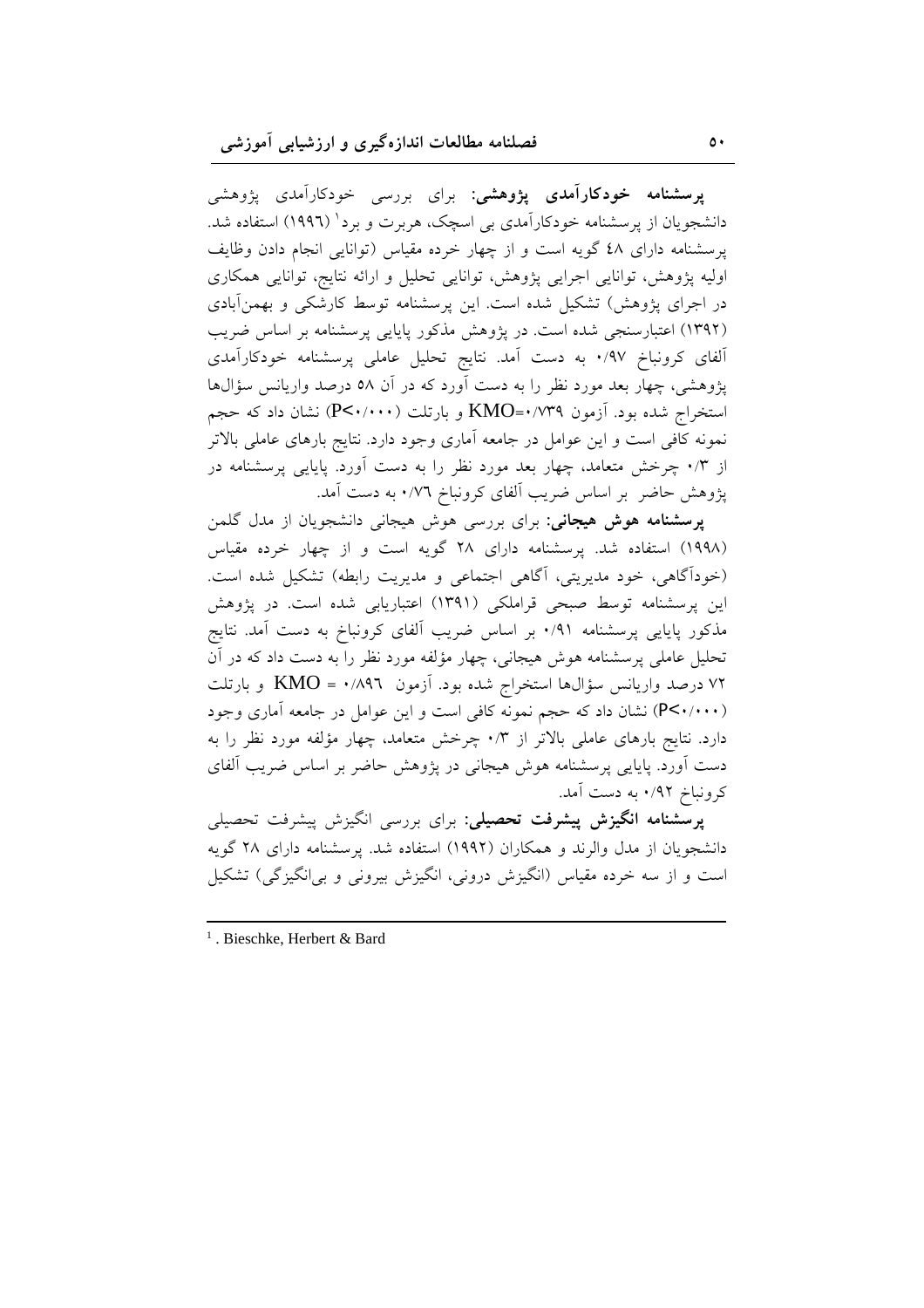**پرسشنامه خودکارآمدی پژوهشی:** برای بررسی خودکارآمدی پژوهشی دانشجویان از پرسشنامه خودکارآمدی بی اسچک، هربرت و برد[1] (۱۹۹۶) استفاده شد. پرسشنامه دارای ۴۸ گویه است و از چهار خرده مقیاس (توانایی انجام دادن وظایف اولیه پژوهش، توانایی اجرایی پژوهش، توانایی تحلیل و ارائه نتایج، توانایی همکاری در اجرای پژوهش) تشکیل شده است. این پرسشنامه توسط کارشکی و بهمن‌آبادی (۱۳۹۲) اعتبارسنجی شده است. در پژوهش مذکور پایایی پرسشنامه بر اساس ضریب آلفای کرونباخ ۰/۹۷ به دست آمد. نتایج تحلیل عاملی پرسشنامه خودکارآمدی پژوهشی، چهار بعد مورد نظر را به دست آورد که در آن ۵۸ درصد واریانس سؤال‌ها استخراج شده بود. آزمون KMO=۰/۷۳۹ و بارتلت (P<۰/۰۰۰) نشان داد که حجم نمونه کافی است و این عوامل در جامعه آماری وجود دارد. نتایج بارهای عاملی بالاتر از ۰/۳ چرخش متعامد، چهار بعد مورد نظر را به دست آورد. پایایی پرسشنامه در پژوهش حاضر بر اساس ضریب آلفای کرونباخ ۰/۷۶ به دست آمد.

**پرسشنامه هوش هیجانی:** برای بررسی هوش هیجانی دانشجویان از مدل گلمن (۱۹۹۸) استفاده شد. پرسشنامه دارای ۲۸ گویه است و از چهار خرده مقیاس (خودآگاهی، خود مدیریتی، آگاهی اجتماعی و مدیریت رابطه) تشکیل شده است. این پرسشنامه توسط صبحی قراملکی (۱۳۹۱) اعتباریابی شده است. در پژوهش مذکور پایایی پرسشنامه ۰/۹۱ بر اساس ضریب آلفای کرونباخ به دست آمد. نتایج تحلیل عاملی پرسشنامه هوش هیجانی، چهار مؤلفه مورد نظر را به دست داد که در آن ۷۲ درصد واریانس سؤال‌ها استخراج شده بود. آزمون KMO = ۰/۸۹۶ و بارتلت (P<۰/۰۰۰) نشان داد که حجم نمونه کافی است و این عوامل در جامعه آماری وجود دارد. نتایج بارهای عاملی بالاتر از ۰/۳ چرخش متعامد، چهار مؤلفه مورد نظر را به دست آورد. پایایی پرسشنامه هوش هیجانی در پژوهش حاضر بر اساس ضریب آلفای کرونباخ ۰/۹۲ به دست آمد.

**پرسشنامه انگیزش پیشرفت تحصیلی:** برای بررسی انگیزش پیشرفت تحصیلی دانشجویان از مدل والرند و همکاران (۱۹۹۲) استفاده شد. پرسشنامه دارای ۲۸ گویه است و از سه خرده مقیاس (انگیزش درونی، انگیزش بیرونی و بی‌انگیزگی) تشکیل

---

[1]. Bieschke, Herbert & Bard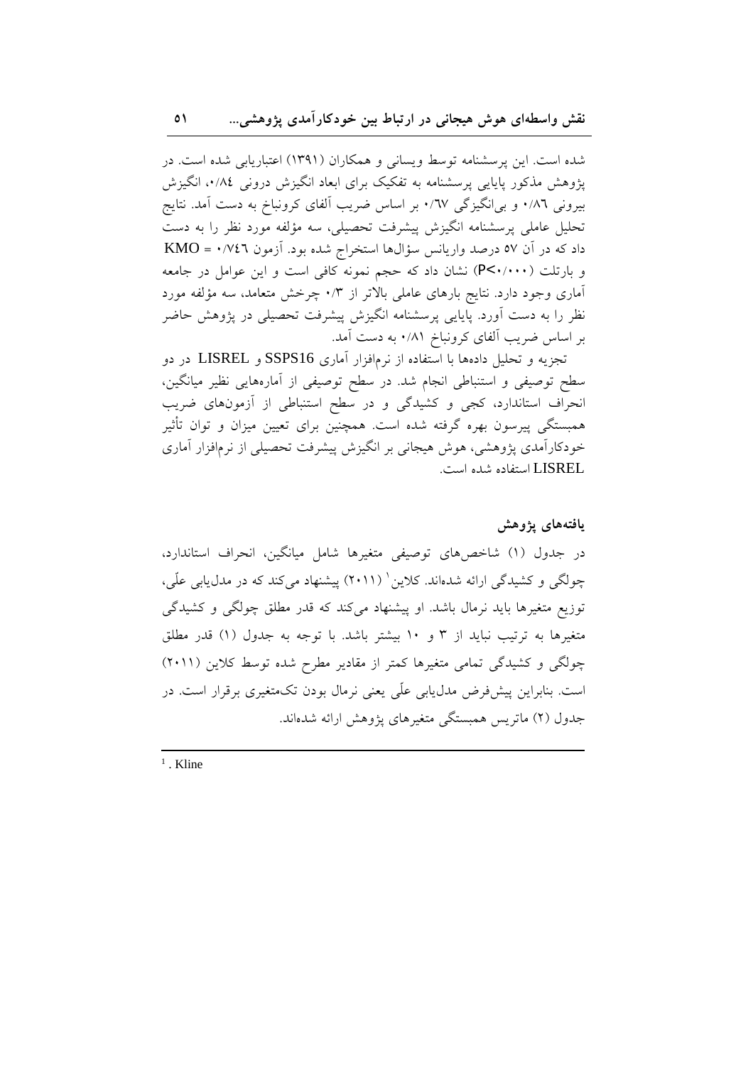شده است. این پرسشنامه توسط ویسانی و همکاران (۱۳۹۱) اعتباریابی شده است. در پژوهش مذکور پایایی پرسشنامه به تفکیک برای ابعاد انگیزش درونی ۰/۸۴، انگیزش بیرونی ۰/۸۶ و بی‌انگیزگی ۰/۶۷ بر اساس ضریب آلفای کرونباخ به دست آمد. نتایج تحلیل عاملی پرسشنامه انگیزش پیشرفت تحصیلی، سه مؤلفه مورد نظر را به دست داد که در آن ۵۷ درصد واریانس سؤال‌ها استخراج شده بود. آزمون KMO = ۰/۷۴۶ و بارتلت (P<۰/۰۰۰) نشان داد که حجم نمونه کافی است و این عوامل در جامعه آماری وجود دارد. نتایج بارهای عاملی بالاتر از ۰/۳ چرخش متعامد، سه مؤلفه مورد نظر را به دست آورد. پایایی پرسشنامه انگیزش پیشرفت تحصیلی در پژوهش حاضر بر اساس ضریب آلفای کرونباخ ۰/۸۱ به دست آمد.

تجزیه و تحلیل داده‌ها با استفاده از نرم‌افزار آماری SSPS16 و LISREL در دو سطح توصیفی و استنباطی انجام شد. در سطح توصیفی از آماره‌هایی نظیر میانگین، انحراف استاندارد، کجی و کشیدگی و در سطح استنباطی از آزمون‌های ضریب همبستگی پیرسون بهره گرفته شده است. همچنین برای تعیین میزان و توان تأثیر خودکارآمدی پژوهشی، هوش هیجانی بر انگیزش پیشرفت تحصیلی از نرم‌افزار آماری LISREL استفاده شده است.

## یافته‌های پژوهش

در جدول (۱) شاخص‌های توصیفی متغیرها شامل میانگین، انحراف استاندارد، چولگی و کشیدگی ارائه شده‌اند. کلاین[1] (۲۰۱۱) پیشنهاد می‌کند که در مدل‌یابی علّی، توزیع متغیرها باید نرمال باشد. او پیشنهاد می‌کند که قدر مطلق چولگی و کشیدگی متغیرها به ترتیب نباید از ۳ و ۱۰ بیشتر باشد. با توجه به جدول (۱) قدر مطلق چولگی و کشیدگی تمامی متغیرها کمتر از مقادیر مطرح شده توسط کلاین (۲۰۱۱) است. بنابراین پیش‌فرض مدل‌یابی علّی یعنی نرمال بودن تک‌متغیری برقرار است. در جدول (۲) ماتریس همبستگی متغیرهای پژوهش ارائه شده‌اند.

---

[1]. Kline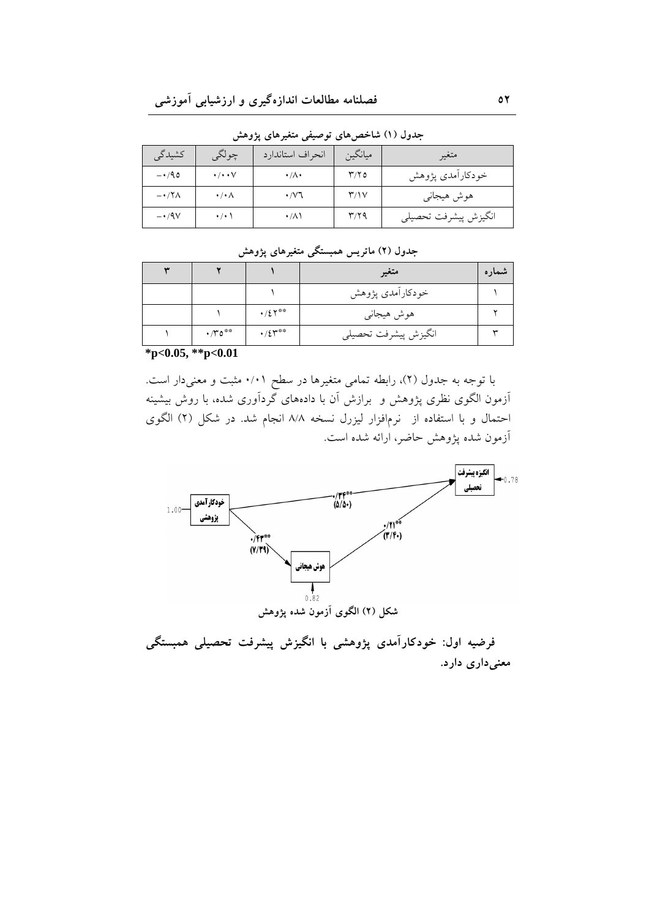**جدول (۱) شاخص‌های توصیفی متغیرهای پژوهش**

| متغیر | میانگین | انحراف استاندارد | چولگی | کشیدگی |
|---|---|---|---|---|
| خودکارآمدی پژوهش | ۳/۲۵ | ۰/۸۰ | ۰/۰۰۷ | -۰/۹۵ |
| هوش هیجانی | ۳/۱۷ | ۰/۷۶ | ۰/۰۸ | -۰/۲۸ |
| انگیزش پیشرفت تحصیلی | ۳/۲۹ | ۰/۸۱ | ۰/۰۱ | -۰/۹۷ |

**جدول (۲) ماتریس همبستگی متغیرهای پژوهش**

| شماره | متغیر | ۱ | ۲ | ۳ |
|---|---|---|---|---|
| ۱ | خودکارآمدی پژوهش | ۱ | | |
| ۲ | هوش هیجانی | \*\*۰/۴۲ | ۱ | |
| ۳ | انگیزش پیشرفت تحصیلی | \*\*۰/۴۳ | \*\*۰/۳۵ | ۱ |

*p<0.05, **p<0.01

با توجه به جدول (۲)، رابطه تمامی متغیرها در سطح ۰/۰۱ مثبت و معنی‌دار است. آزمون الگوی نظری پژوهش و برازش آن با داده‌های گردآوری شده، با روش بیشینه احتمال و با استفاده از نرم‌افزار لیزرل نسخه ۸/۸ انجام شد. در شکل (۲) الگوی آزمون شده پژوهش حاضر، ارائه شده است.

شکل (۲) الگوی آزمون شده پژوهش

**فرضیه اول: خودکارآمدی پژوهشی با انگیزش پیشرفت تحصیلی همبستگی معنی‌داری دارد.**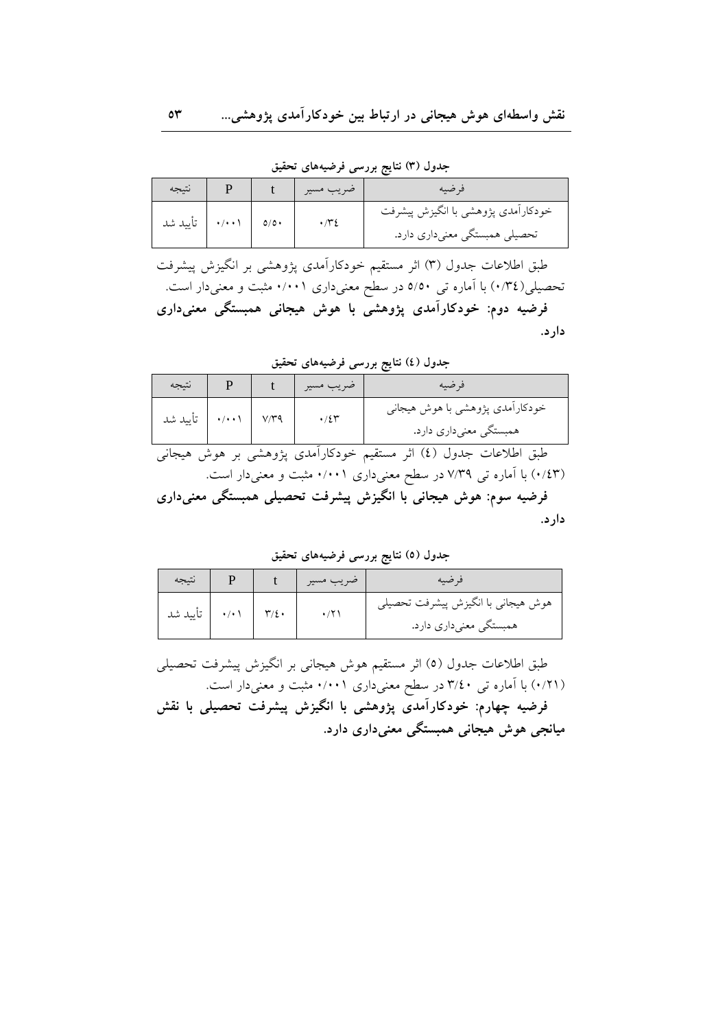**جدول (۳) نتایج بررسی فرضیه‌های تحقیق**

| فرضیه | ضریب مسیر | t | P | نتیجه |
|---|---|---|---|---|
| خودکارآمدی پژوهشی با انگیزش پیشرفت تحصیلی همبستگی معنی‌داری دارد. | ۰/۳٤ | ٥/٥۰ | ۰/۰۰۱ | تأیید شد |

طبق اطلاعات جدول (۳) اثر مستقیم خودکارآمدی پژوهشی بر انگیزش پیشرفت تحصیلی(۰/۳٤) با آماره تی ٥/٥۰ در سطح معنی‌داری ۰/۰۰۱ مثبت و معنی‌دار است.

**فرضیه دوم: خودکارآمدی پژوهشی با هوش هیجانی همبستگی معنی‌داری دارد.**

**جدول (٤) نتایج بررسی فرضیه‌های تحقیق**

| فرضیه | ضریب مسیر | t | P | نتیجه |
|---|---|---|---|---|
| خودکارآمدی پژوهشی با هوش هیجانی همبستگی معنی‌داری دارد. | ۰/٤۳ | ۷/۳۹ | ۰/۰۰۱ | تأیید شد |

طبق اطلاعات جدول (٤) اثر مستقیم خودکارآمدی پژوهشی بر هوش هیجانی (۰/٤۳) با آماره تی ۷/۳۹ در سطح معنی‌داری ۰/۰۰۱ مثبت و معنی‌دار است.

**فرضیه سوم: هوش هیجانی با انگیزش پیشرفت تحصیلی همبستگی معنی‌داری دارد.**

**جدول (٥) نتایج بررسی فرضیه‌های تحقیق**

| فرضیه | ضریب مسیر | t | P | نتیجه |
|---|---|---|---|---|
| هوش هیجانی با انگیزش پیشرفت تحصیلی همبستگی معنی‌داری دارد. | ۰/۲۱ | ۳/٤۰ | ۰/۰۱ | تأیید شد |

طبق اطلاعات جدول (٥) اثر مستقیم هوش هیجانی بر انگیزش پیشرفت تحصیلی (۰/۲۱) با آماره تی ۳/٤۰ در سطح معنی‌داری ۰/۰۰۱ مثبت و معنی‌دار است.

**فرضیه چهارم: خودکارآمدی پژوهشی با انگیزش پیشرفت تحصیلی با نقش میانجی هوش هیجانی همبستگی معنی‌داری دارد.**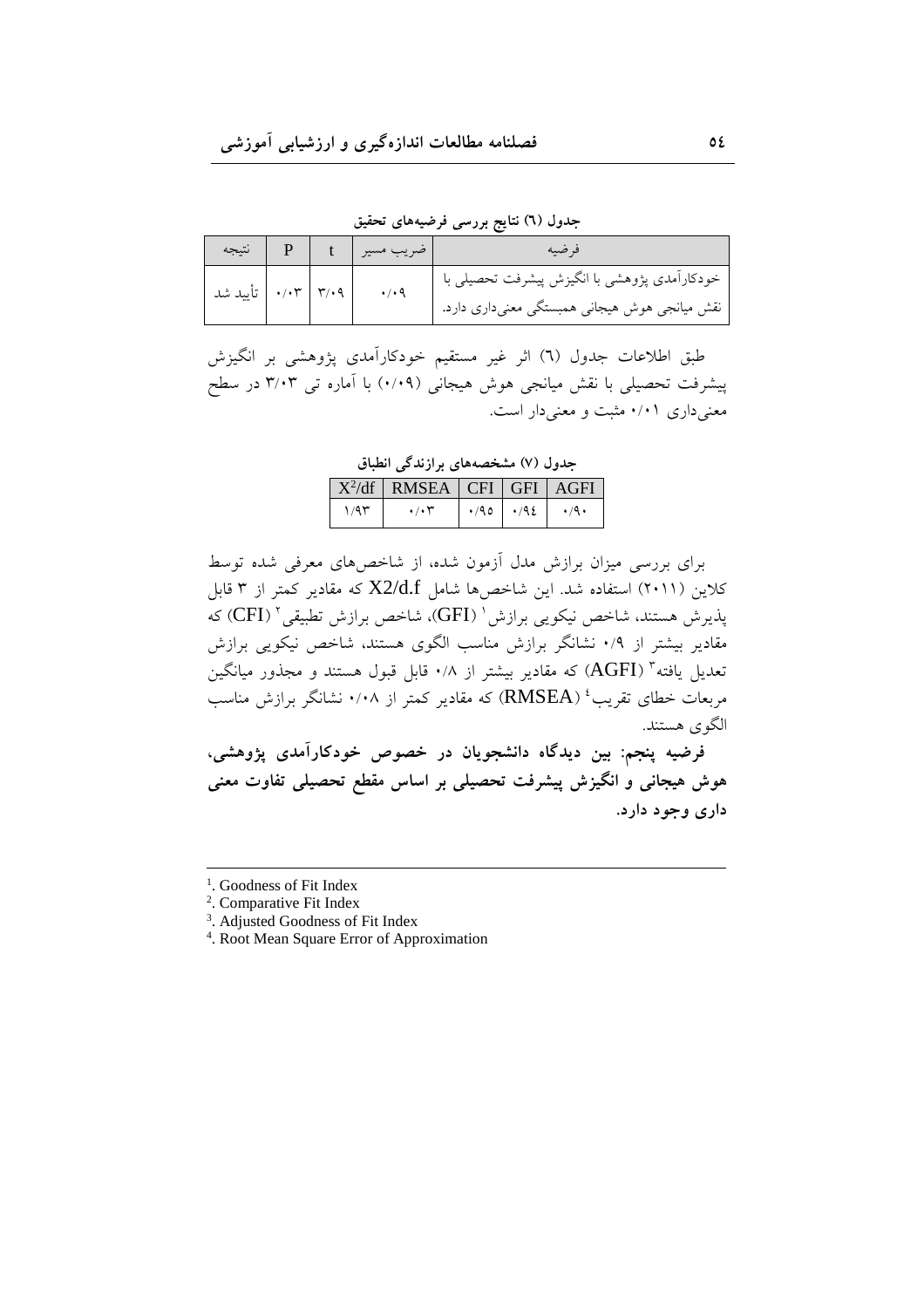**جدول (٦) نتایج بررسی فرضیه‌های تحقیق**

| فرضیه | ضریب مسیر | t | P | نتیجه |
|---|---|---|---|---|
| خودکارآمدی پژوهشی با انگیزش پیشرفت تحصیلی با نقش میانجی هوش هیجانی همبستگی معنی‌داری دارد. | ۰/۰۹ | ۳/۰۹ | ۰/۰۳ | تأیید شد |

طبق اطلاعات جدول (٦) اثر غیر مستقیم خودکارآمدی پژوهشی بر انگیزش پیشرفت تحصیلی با نقش میانجی هوش هیجانی (۰/۰۹) با آماره تی ۳/۰۳ در سطح معنی‌داری ۰/۰۱ مثبت و معنی‌دار است.

**جدول (٧) مشخصه‌های برازندگی انطباق**

| $X^2$/df | RMSEA | CFI | GFI | AGFI |
|---|---|---|---|---|
| ۱/۹۳ | ۰/۰۳ | ۰/۹۵ | ۰/۹٤ | ۰/۹۰ |

برای بررسی میزان برازش مدل آزمون شده، از شاخص‌های معرفی شده توسط کلاین (۲۰۱۱) استفاده شد. این شاخص‌ها شامل X2/d.f که مقادیر کمتر از ۳ قابل پذیرش هستند، شاخص نیکویی برازش[1] (GFI)، شاخص برازش تطبیقی[2] (CFI) که مقادیر بیشتر از ۰/۹ نشانگر برازش مناسب الگوی هستند، شاخص نیکویی برازش تعدیل یافته[3] (AGFI) که مقادیر بیشتر از ۰/۸ قابل قبول هستند و مجذور میانگین مربعات خطای تقریب[4] (RMSEA) که مقادیر کمتر از ۰/۰۸ نشانگر برازش مناسب الگوی هستند.

**فرضیه پنجم: بین دیدگاه دانشجویان در خصوص خودکارآمدی پژوهشی، هوش هیجانی و انگیزش پیشرفت تحصیلی بر اساس مقطع تحصیلی تفاوت معنی داری وجود دارد.**

---

[1]. Goodness of Fit Index
[2]. Comparative Fit Index
[3]. Adjusted Goodness of Fit Index
[4]. Root Mean Square Error of Approximation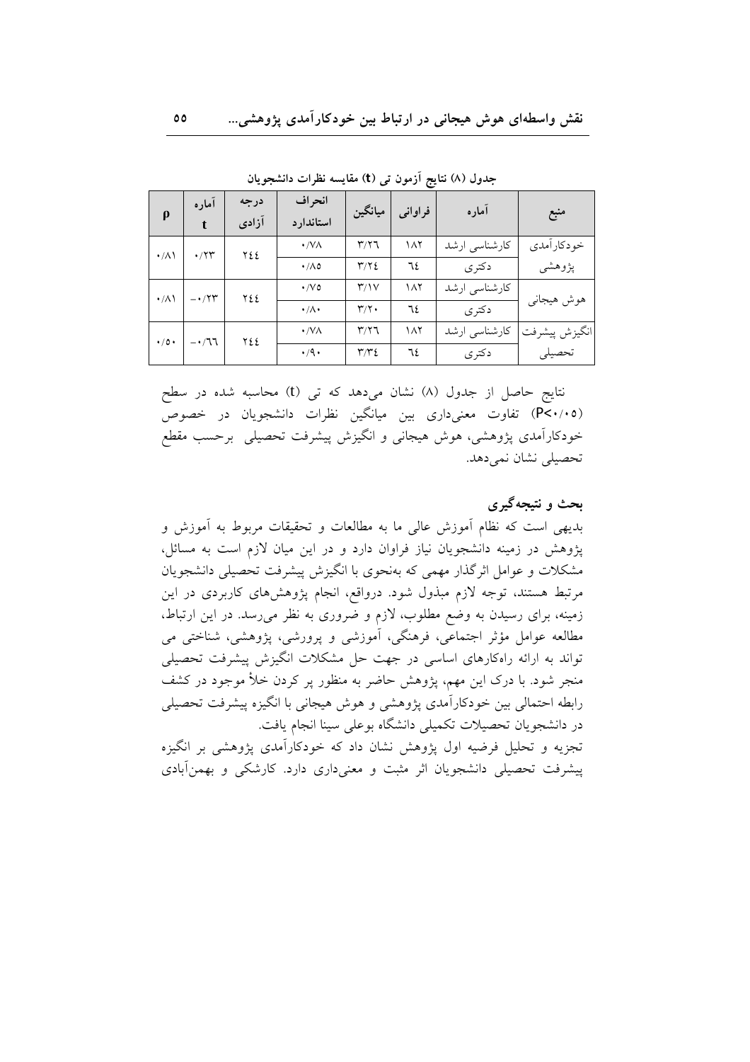جدول (۸) نتایج آزمون تی (t) مقایسه نظرات دانشجویان

| منبع | آماره | فراوانی | میانگین | انحراف استاندارد | درجه آزادی | آماره t | ρ |
|---|---|---|---|---|---|---|---|
| خودکارآمدی پژوهشی | کارشناسی ارشد | ۱۸۲ | ۳/۲۶ | ۰/۷۸ | ۲۴۴ | ۰/۲۳ | ۰/۸۱ |
| | دکتری | ٦٤ | ۳/۲٤ | ۰/۸۵ | | | |
| هوش هیجانی | کارشناسی ارشد | ۱۸۲ | ۳/۱۷ | ۰/۷۵ | ۲۴۴ | ۰/۲۳- | ۰/۸۱ |
| | دکتری | ٦٤ | ۳/۲۰ | ۰/۸۰ | | | |
| انگیزش پیشرفت تحصیلی | کارشناسی ارشد | ۱۸۲ | ۳/۲۶ | ۰/۷۸ | ۲۴۴ | ۰/٦٦- | ۰/۵۰ |
| | دکتری | ٦٤ | ۳/۳٤ | ۰/۹۰ | | | |

نتایج حاصل از جدول (۸) نشان می‌دهد که تی (t) محاسبه شده در سطح (P<۰/۰۵) تفاوت معنی‌داری بین میانگین نظرات دانشجویان در خصوص خودکارآمدی پژوهشی، هوش هیجانی و انگیزش پیشرفت تحصیلی برحسب مقطع تحصیلی نشان نمی‌دهد.

## بحث و نتیجه‌گیری

بدیهی است که نظام آموزش عالی ما به مطالعات و تحقیقات مربوط به آموزش و پژوهش در زمینه دانشجویان نیاز فراوان دارد و در این میان لازم است به مسائل، مشکلات و عوامل اثرگذار مهمی که به‌نحوی با انگیزش پیشرفت تحصیلی دانشجویان مرتبط هستند، توجه لازم مبذول شود. درواقع، انجام پژوهش‌های کاربردی در این زمینه، برای رسیدن به وضع مطلوب، لازم و ضروری به نظر می‌رسد. در این ارتباط، مطالعه عوامل مؤثر اجتماعی، فرهنگی، آموزشی و پرورشی، پژوهشی، شناختی می تواند به ارائه راهکارهای اساسی در جهت حل مشکلات انگیزش پیشرفت تحصیلی منجر شود. با درک این مهم، پژوهش حاضر به منظور پر کردن خلأ موجود در کشف رابطه احتمالی بین خودکارآمدی پژوهشی و هوش هیجانی با انگیزه پیشرفت تحصیلی در دانشجویان تحصیلات تکمیلی دانشگاه بوعلی سینا انجام یافت.

تجزیه و تحلیل فرضیه اول پژوهش نشان داد که خودکارآمدی پژوهشی بر انگیزه پیشرفت تحصیلی دانشجویان اثر مثبت و معنی‌داری دارد. کارشکی و بهمن‌آبادی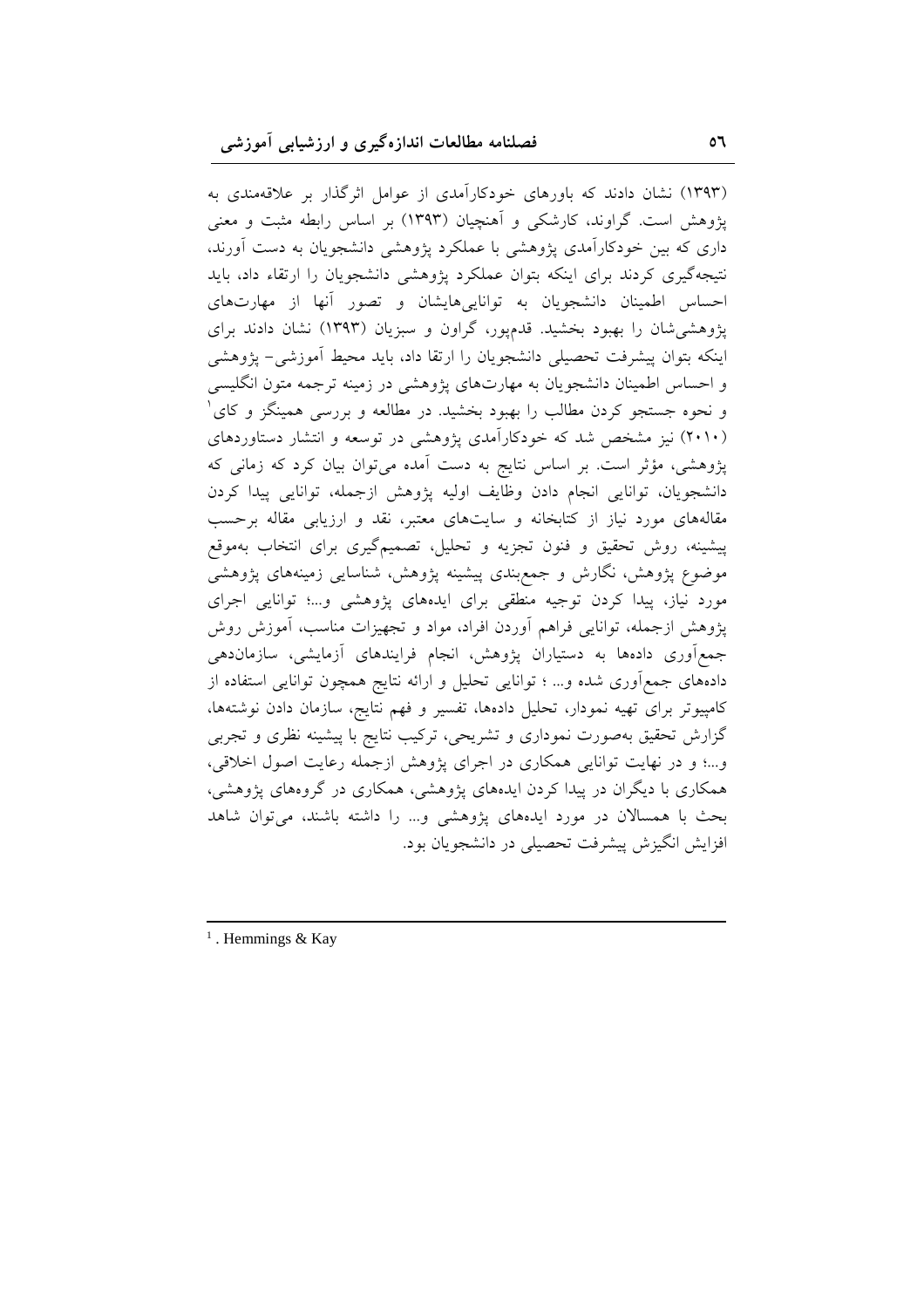(۱۳۹۳) نشان دادند که باورهای خودکارآمدی از عوامل اثرگذار بر علاقه‌مندی به پژوهش است. گراوند، کارشکی و آهنچیان (۱۳۹۳) بر اساس رابطه مثبت و معنی داری که بین خودکارآمدی پژوهشی با عملکرد پژوهشی دانشجویان به دست آورند، نتیجه‌گیری کردند برای اینکه بتوان عملکرد پژوهشی دانشجویان را ارتقاء داد، باید احساس اطمینان دانشجویان به توانایی‌هایشان و تصور آنها از مهارت‌های پژوهشی‌شان را بهبود بخشید. قدم‌پور، گراون و سبزیان (۱۳۹۳) نشان دادند برای اینکه بتوان پیشرفت تحصیلی دانشجویان را ارتقا داد، باید محیط آموزشی- پژوهشی و احساس اطمینان دانشجویان به مهارت‌های پژوهشی در زمینه ترجمه متون انگلیسی و نحوه جستجو کردن مطالب را بهبود بخشید. در مطالعه و بررسی همینگز و کای[1] (۲۰۱۰) نیز مشخص شد که خودکارآمدی پژوهشی در توسعه و انتشار دستاوردهای پژوهشی، مؤثر است. بر اساس نتایج به دست آمده می‌توان بیان کرد که زمانی که دانشجویان، توانایی انجام دادن وظایف اولیه پژوهش ازجمله، توانایی پیدا کردن مقاله‌های مورد نیاز از کتابخانه و سایت‌های معتبر، نقد و ارزیابی مقاله برحسب پیشینه، روش تحقیق و فنون تجزیه و تحلیل، تصمیم‌گیری برای انتخاب به‌موقع موضوع پژوهش، نگارش و جمع‌بندی پیشینه پژوهش، شناسایی زمینه‌های پژوهشی مورد نیاز، پیدا کردن توجیه منطقی برای ایده‌های پژوهشی و...؛ توانایی اجرای پژوهش ازجمله، توانایی فراهم آوردن افراد، مواد و تجهیزات مناسب، آموزش روش جمع‌آوری داده‌ها به دستیاران پژوهش، انجام فرایندهای آزمایشی، سازمان‌دهی داده‌های جمع‌آوری شده و... ؛ توانایی تحلیل و ارائه نتایج همچون توانایی استفاده از کامپیوتر برای تهیه نمودار، تحلیل داده‌ها، تفسیر و فهم نتایج، سازمان دادن نوشته‌ها، گزارش تحقیق به‌صورت نموداری و تشریحی، ترکیب نتایج با پیشینه نظری و تجربی و...؛ و در نهایت توانایی همکاری در اجرای پژوهش ازجمله رعایت اصول اخلاقی، همکاری با دیگران در پیدا کردن ایده‌های پژوهشی، همکاری در گروه‌های پژوهشی، بحث با همسالان در مورد ایده‌های پژوهشی و... را داشته باشند، می‌توان شاهد افزایش انگیزش پیشرفت تحصیلی در دانشجویان بود.

---

[1]. Hemmings & Kay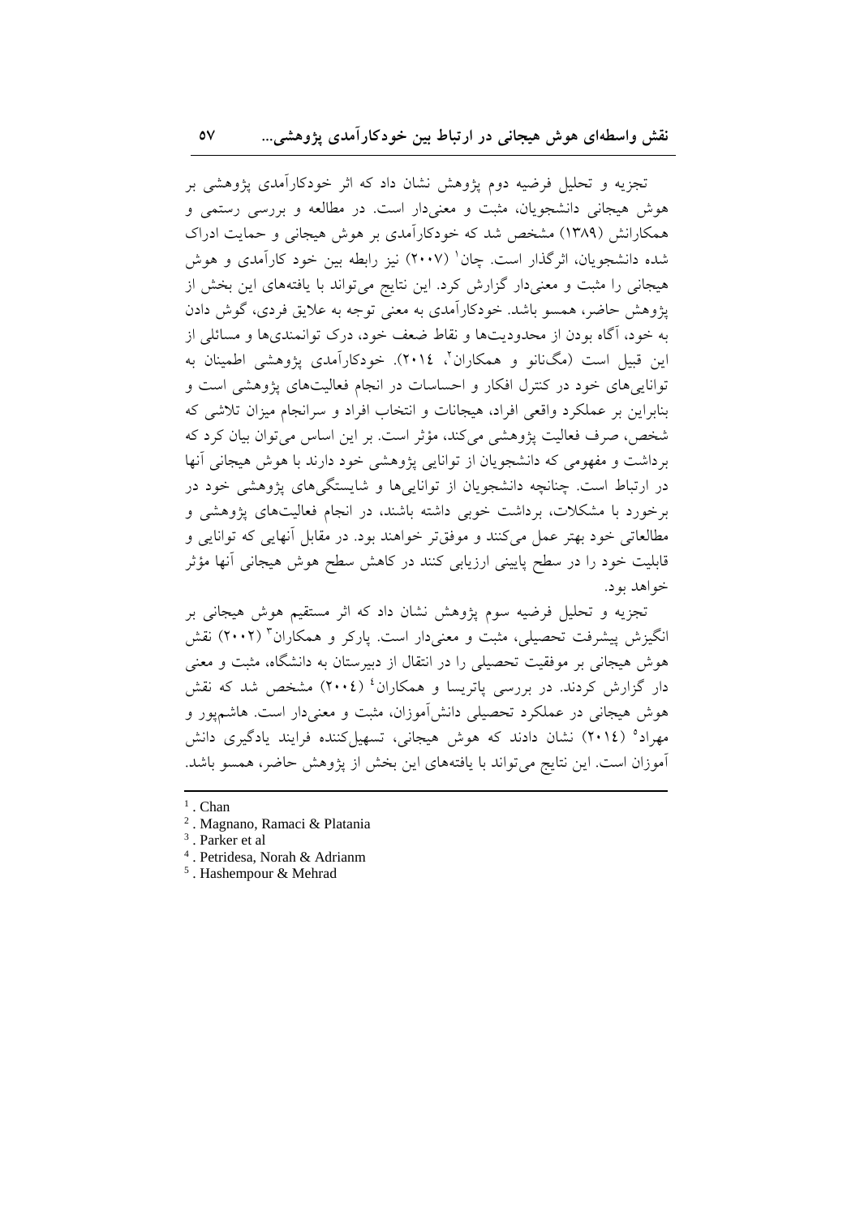تجزیه و تحلیل فرضیه دوم پژوهش نشان داد که اثر خودکارآمدی پژوهشی بر هوش هیجانی دانشجویان، مثبت و معنی‌دار است. در مطالعه و بررسی رستمی و همکارانش (۱۳۸۹) مشخص شد که خودکارآمدی بر هوش هیجانی و حمایت ادراک شده دانشجویان، اثرگذار است. چان[1] (۲۰۰۷) نیز رابطه بین خود کارآمدی و هوش هیجانی را مثبت و معنی‌دار گزارش کرد. این نتایج می‌تواند با یافته‌های این بخش از پژوهش حاضر، همسو باشد. خودکارآمدی به معنی توجه به علایق فردی، گوش دادن به خود، آگاه بودن از محدودیت‌ها و نقاط ضعف خود، درک توانمندی‌ها و مسائلی از این قبیل است (مگنانو و همکاران[2]، ۲۰۱٤). خودکارآمدی پژوهشی اطمینان به توانایی‌های خود در کنترل افکار و احساسات در انجام فعالیت‌های پژوهشی است و بنابراین بر عملکرد واقعی افراد، هیجانات و انتخاب افراد و سرانجام میزان تلاشی که شخص، صرف فعالیت پژوهشی می‌کند، مؤثر است. بر این اساس می‌توان بیان کرد که برداشت و مفهومی که دانشجویان از توانایی پژوهشی خود دارند با هوش هیجانی آنها در ارتباط است. چنانچه دانشجویان از توانایی‌ها و شایستگی‌های پژوهشی خود در برخورد با مشکلات، برداشت خوبی داشته باشند، در انجام فعالیت‌های پژوهشی و مطالعاتی خود بهتر عمل می‌کنند و موفق‌تر خواهند بود. در مقابل آنهایی که توانایی و قابلیت خود را در سطح پایینی ارزیابی کنند در کاهش سطح هوش هیجانی آنها مؤثر خواهد بود.

تجزیه و تحلیل فرضیه سوم پژوهش نشان داد که اثر مستقیم هوش هیجانی بر انگیزش پیشرفت تحصیلی، مثبت و معنی‌دار است. پارکر و همکاران[3] (۲۰۰۲) نقش هوش هیجانی بر موفقیت تحصیلی را در انتقال از دبیرستان به دانشگاه، مثبت و معنی دار گزارش کردند. در بررسی پاتریسا و همکاران[4] (۲۰۰٤) مشخص شد که نقش هوش هیجانی در عملکرد تحصیلی دانش‌آموزان، مثبت و معنی‌دار است. هاشم‌پور و مهراد[5] (۲۰۱٤) نشان دادند که هوش هیجانی، تسهیل‌کننده فرایند یادگیری دانش آموزان است. این نتایج می‌تواند با یافته‌های این بخش از پژوهش حاضر، همسو باشد.

---

[1]. Chan

[2]. Magnano, Ramaci & Platania

[3]. Parker et al

[4]. Petridesa, Norah & Adrianm

[5]. Hashempour & Mehrad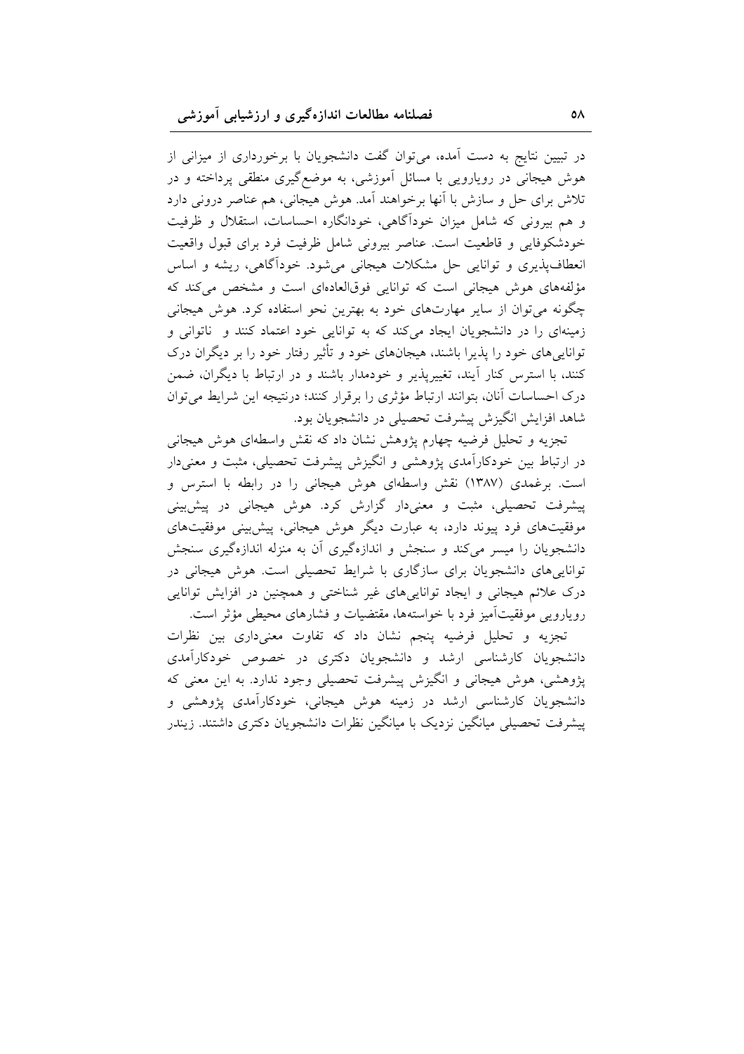در تبیین نتایج به دست آمده، می‌توان گفت دانشجویان با برخورداری از میزانی از هوش هیجانی در رویارویی با مسائل آموزشی، به موضع‌گیری منطقی پرداخته و در تلاش برای حل و سازش با آنها برخواهند آمد. هوش هیجانی، هم عناصر درونی دارد و هم بیرونی که شامل میزان خودآگاهی، خودانگاره احساسات، استقلال و ظرفیت خودشکوفایی و قاطعیت است. عناصر بیرونی شامل ظرفیت فرد برای قبول واقعیت انعطاف‌پذیری و توانایی حل مشکلات هیجانی می‌شود. خودآگاهی، ریشه و اساس مؤلفه‌های هوش هیجانی است که توانایی فوق‌العاده‌ای است و مشخص می‌کند که چگونه می‌توان از سایر مهارت‌های خود به بهترین نحو استفاده کرد. هوش هیجانی زمینه‌ای را در دانشجویان ایجاد می‌کند که به توانایی خود اعتماد کنند و ناتوانی و توانایی‌های خود را پذیرا باشند، هیجان‌های خود و تأثیر رفتار خود را بر دیگران درک کنند، با استرس کنار آیند، تغییرپذیر و خودمدار باشند و در ارتباط با دیگران، ضمن درک احساسات آنان، بتوانند ارتباط مؤثری را برقرار کنند؛ درنتیجه این شرایط می‌توان شاهد افزایش انگیزش پیشرفت تحصیلی در دانشجویان بود.

تجزیه و تحلیل فرضیه چهارم پژوهش نشان داد که نقش واسطه‌ای هوش هیجانی در ارتباط بین خودکارآمدی پژوهشی و انگیزش پیشرفت تحصیلی، مثبت و معنی‌دار است. برغمدی (۱۳۸۷) نقش واسطه‌ای هوش هیجانی را در رابطه با استرس و پیشرفت تحصیلی، مثبت و معنی‌دار گزارش کرد. هوش هیجانی در پیش‌بینی موفقیت‌های فرد پیوند دارد، به عبارت دیگر هوش هیجانی، پیش‌بینی موفقیت‌های دانشجویان را میسر می‌کند و سنجش و اندازه‌گیری آن به منزله اندازه‌گیری سنجش توانایی‌های دانشجویان برای سازگاری با شرایط تحصیلی است. هوش هیجانی در درک علائم هیجانی و ایجاد توانایی‌های غیر شناختی و همچنین در افزایش توانایی رویارویی موفقیت‌آمیز فرد با خواسته‌ها، مقتضیات و فشارهای محیطی مؤثر است.

تجزیه و تحلیل فرضیه پنجم نشان داد که تفاوت معنی‌داری بین نظرات دانشجویان کارشناسی ارشد و دانشجویان دکتری در خصوص خودکارآمدی پژوهشی، هوش هیجانی و انگیزش پیشرفت تحصیلی وجود ندارد. به این معنی که دانشجویان کارشناسی ارشد در زمینه هوش هیجانی، خودکارآمدی پژوهشی و پیشرفت تحصیلی میانگین نزدیک با میانگین نظرات دانشجویان دکتری داشتند. زیندر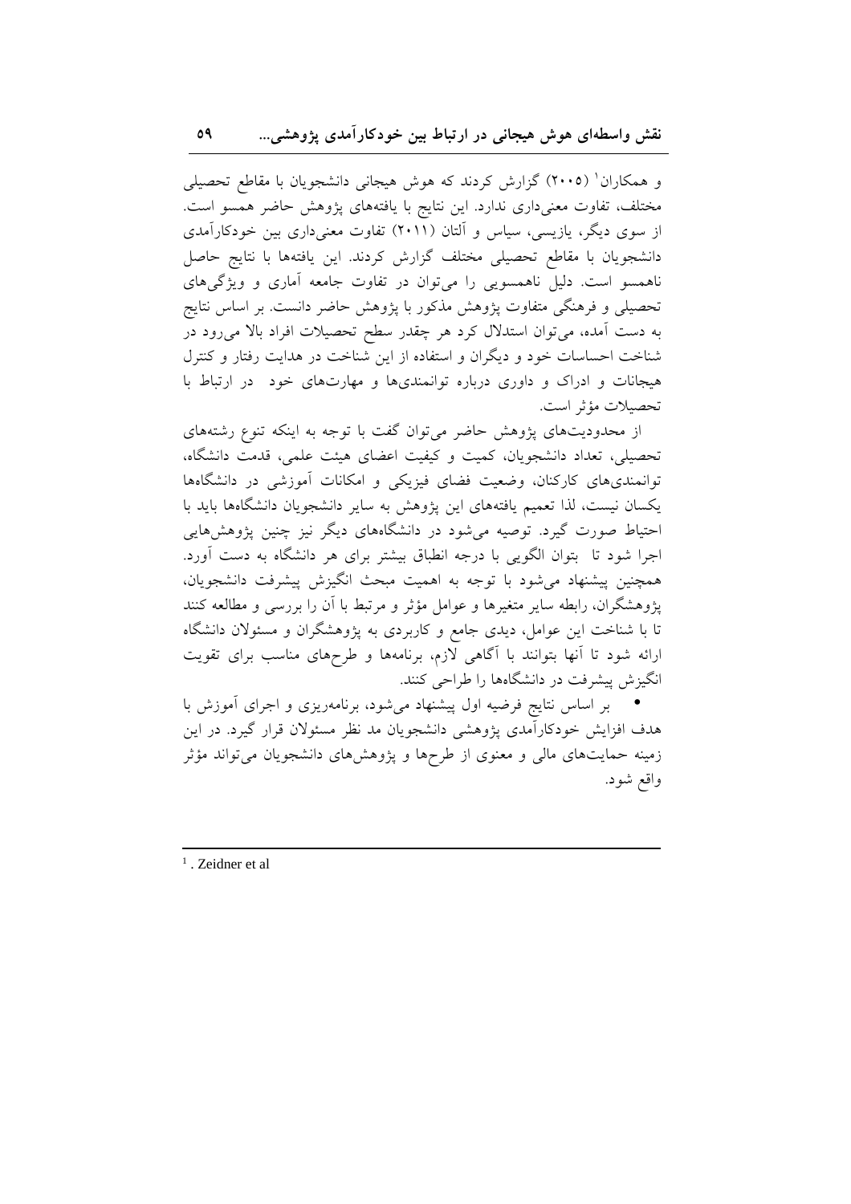و همکاران[1] (۲۰۰۵) گزارش کردند که هوش هیجانی دانشجویان با مقاطع تحصیلی مختلف، تفاوت معنی‌داری ندارد. این نتایج با یافته‌های پژوهش حاضر همسو است. از سوی دیگر، یازیسی، سیاس و آلتان (۲۰۱۱) تفاوت معنی‌داری بین خودکارآمدی دانشجویان با مقاطع تحصیلی مختلف گزارش کردند. این یافته‌ها با نتایج حاصل ناهمسو است. دلیل ناهمسویی را می‌توان در تفاوت جامعه آماری و ویژگی‌های تحصیلی و فرهنگی متفاوت پژوهش مذکور با پژوهش حاضر دانست. بر اساس نتایج به دست آمده، می‌توان استدلال کرد هر چقدر سطح تحصیلات افراد بالا می‌رود در شناخت احساسات خود و دیگران و استفاده از این شناخت در هدایت رفتار و کنترل هیجانات و ادراک و داوری درباره توانمندی‌ها و مهارت‌های خود در ارتباط با تحصیلات مؤثر است.

از محدودیت‌های پژوهش حاضر می‌توان گفت با توجه به اینکه تنوع رشته‌های تحصیلی، تعداد دانشجویان، کمیت و کیفیت اعضای هیئت علمی، قدمت دانشگاه، توانمندی‌های کارکنان، وضعیت فضای فیزیکی و امکانات آموزشی در دانشگاه‌ها یکسان نیست، لذا تعمیم یافته‌های این پژوهش به سایر دانشجویان دانشگاه‌ها باید با احتیاط صورت گیرد. توصیه می‌شود در دانشگاه‌های دیگر نیز چنین پژوهش‌هایی اجرا شود تا بتوان الگویی با درجه انطباق بیشتر برای هر دانشگاه به دست آورد. همچنین پیشنهاد می‌شود با توجه به اهمیت مبحث انگیزش پیشرفت دانشجویان، پژوهشگران، رابطه سایر متغیرها و عوامل مؤثر و مرتبط با آن را بررسی و مطالعه کنند تا با شناخت این عوامل، دیدی جامع و کاربردی به پژوهشگران و مسئولان دانشگاه ارائه شود تا آنها بتوانند با آگاهی لازم، برنامه‌ها و طرح‌های مناسب برای تقویت انگیزش پیشرفت در دانشگاه‌ها را طراحی کنند.

- بر اساس نتایج فرضیه اول پیشنهاد می‌شود، برنامه‌ریزی و اجرای آموزش با هدف افزایش خودکارآمدی پژوهشی دانشجویان مد نظر مسئولان قرار گیرد. در این زمینه حمایت‌های مالی و معنوی از طرح‌ها و پژوهش‌های دانشجویان می‌تواند مؤثر واقع شود.

---

[1]. Zeidner et al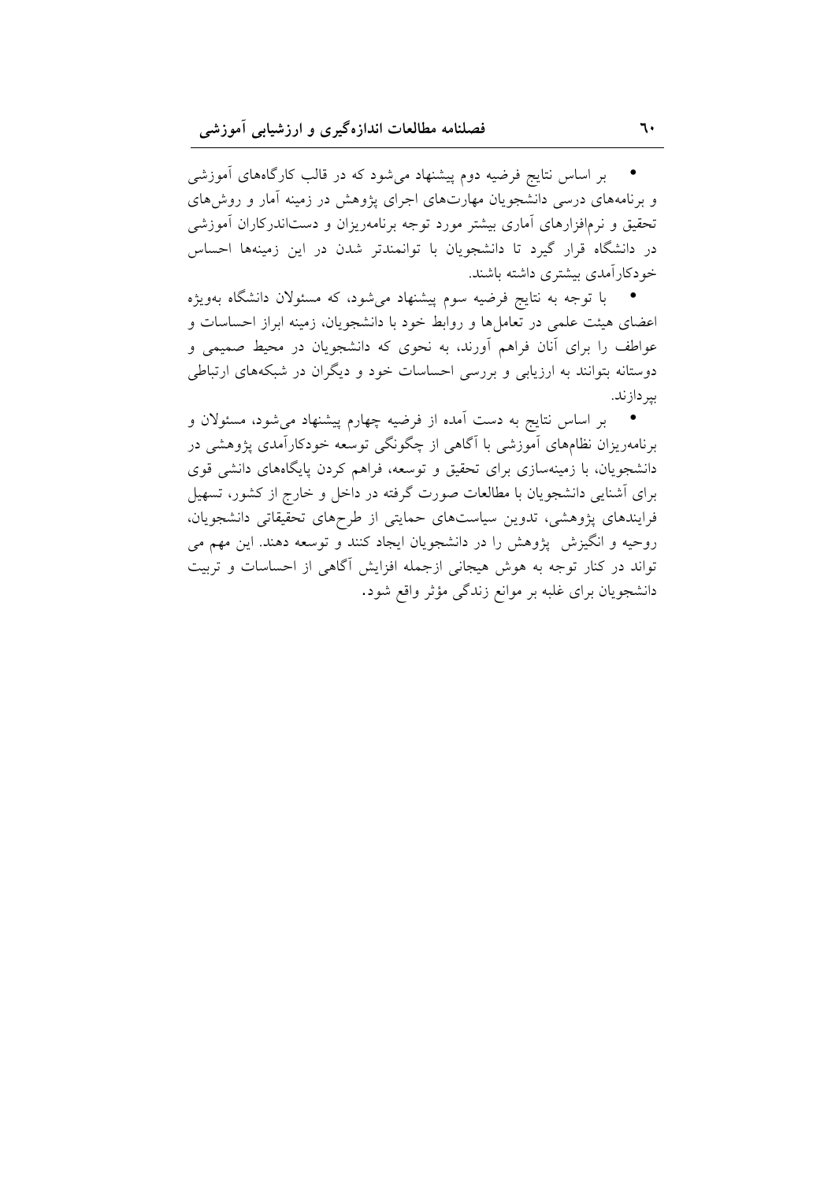- بر اساس نتایج فرضیه دوم پیشنهاد می‌شود که در قالب کارگاه‌های آموزشی و برنامه‌های درسی دانشجویان مهارت‌های اجرای پژوهش در زمینه آمار و روش‌های تحقیق و نرم‌افزارهای آماری بیشتر مورد توجه برنامه‌ریزان و دست‌اندرکاران آموزشی در دانشگاه قرار گیرد تا دانشجویان با توانمندتر شدن در این زمینه‌ها احساس خودکارآمدی بیشتری داشته باشند.
- با توجه به نتایج فرضیه سوم پیشنهاد می‌شود، که مسئولان دانشگاه به‌ویژه اعضای هیئت علمی در تعامل‌ها و روابط خود با دانشجویان، زمینه ابراز احساسات و عواطف را برای آنان فراهم آورند، به نحوی که دانشجویان در محیط صمیمی و دوستانه بتوانند به ارزیابی و بررسی احساسات خود و دیگران در شبکه‌های ارتباطی بپردازند.
- بر اساس نتایج به دست آمده از فرضیه چهارم پیشنهاد می‌شود، مسئولان و برنامه‌ریزان نظام‌های آموزشی با آگاهی از چگونگی توسعه خودکارآمدی پژوهشی در دانشجویان، با زمینه‌سازی برای تحقیق و توسعه، فراهم کردن پایگاه‌های دانشی قوی برای آشنایی دانشجویان با مطالعات صورت گرفته در داخل و خارج از کشور، تسهیل فرایندهای پژوهشی، تدوین سیاست‌های حمایتی از طرح‌های تحقیقاتی دانشجویان، روحیه و انگیزش پژوهش را در دانشجویان ایجاد کنند و توسعه دهند. این مهم می تواند در کنار توجه به هوش هیجانی ازجمله افزایش آگاهی از احساسات و تربیت دانشجویان برای غلبه بر موانع زندگی مؤثر واقع شود.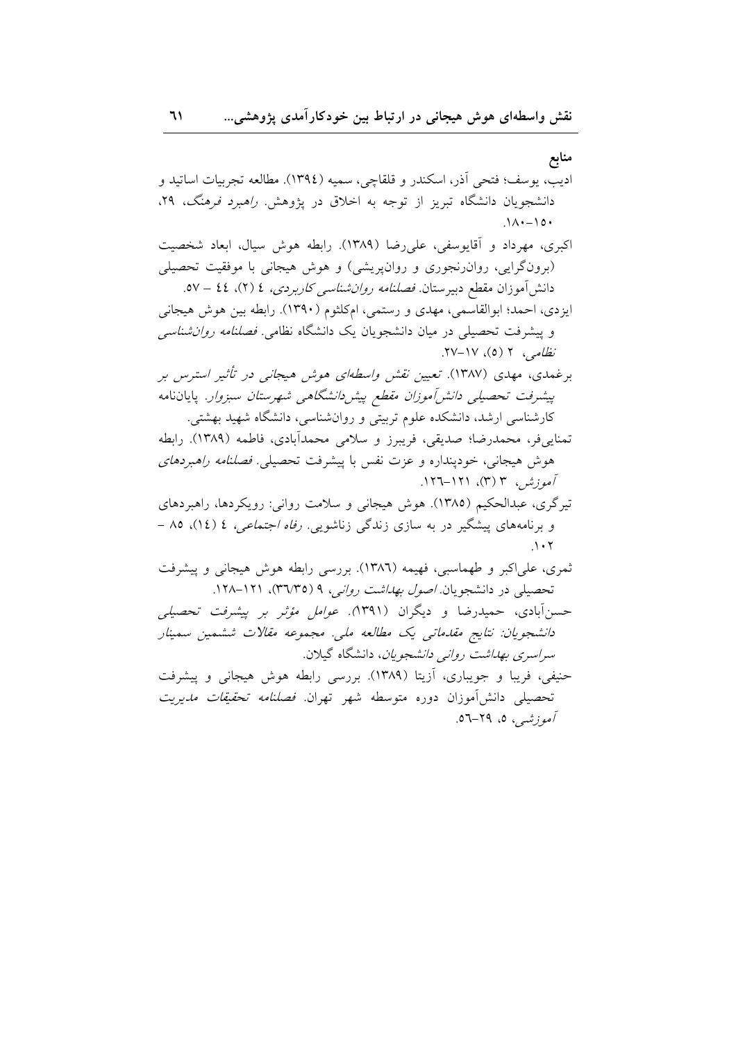## منابع

ادیب، یوسف؛ فتحی آذر، اسکندر و قلقاچی، سمیه (۱۳۹٤). مطالعه تجربیات اساتید و دانشجویان دانشگاه تبریز از توجه به اخلاق در پژوهش. *راهبرد فرهنگ*، ۲۹، ۱۸۰-۱۵۰.

اکبری، مهرداد و آقایوسفی، علی‌رضا (۱۳۸۹). رابطه هوش سیال، ابعاد شخصیت (برون‌گرایی، روان‌رنجوری و روان‌پریشی) و هوش هیجانی با موفقیت تحصیلی دانش‌آموزان مقطع دبیرستان. *فصلنامه روان‌شناسی کاربردی*، ٤ (۲)، ٤٤ – ۵۷.

ایزدی، احمد؛ ابوالقاسمی، مهدی و رستمی، امکلثوم (۱۳۹۰). رابطه بین هوش هیجانی و پیشرفت تحصیلی در میان دانشجویان یک دانشگاه نظامی. *فصلنامه روان‌شناسی نظامی*، ۲ (۵)، ۱۷-۲۷.

برغمدی، مهدی (۱۳۸۷). *تعیین نقش واسطه‌ای هوش هیجانی در تأثیر استرس بر پیشرفت تحصیلی دانش‌آموزان مقطع پیش‌دانشگاهی شهرستان سبزوار*. پایان‌نامه کارشناسی ارشد، دانشکده علوم تربیتی و روان‌شناسی، دانشگاه شهید بهشتی.

تمنایی‌فر، محمدرضا؛ صدیقی، فریبرز و سلامی محمدآبادی، فاطمه (۱۳۸۹). رابطه هوش هیجانی، خودپنداره و عزت نفس با پیشرفت تحصیلی. *فصلنامه راهبردهای آموزش*، ۳ (۳)، ۱۲۱-۱۲٦.

تیرگری، عبدالحکیم (۱۳۸۵). هوش هیجانی و سلامت روانی: رویکردها، راهبردها و برنامه‌های پیشگیر در به سازی زندگی زناشویی. *رفاه اجتماعی*، ٤ (١٤)، ۸۵ – ۱۰۲.

ثمری، علی‌اکبر و طهماسبی، فهیمه (۱۳۸٦). بررسی رابطه هوش هیجانی و پیشرفت تحصیلی در دانشجویان. *اصول بهداشت روانی*، ۹ (۳٦/۳۵)، ۱۲۱-۱۲۸.

حسن‌آبادی، حمیدرضا و دیگران (۱۳۹۱). *عوامل مؤثر بر پیشرفت تحصیلی دانشجویان: نتایج مقدماتی یک مطالعه ملی. مجموعه مقالات ششمین سمینار سراسری بهداشت روانی دانشجویان*، دانشگاه گیلان.

حنیفی، فریبا و جویباری، آزیتا (۱۳۸۹). بررسی رابطه هوش هیجانی و پیشرفت تحصیلی دانش‌آموزان دوره متوسطه شهر تهران. *فصلنامه تحقیقات مدیریت آموزشی*، ۵، ۲۹-۵٦.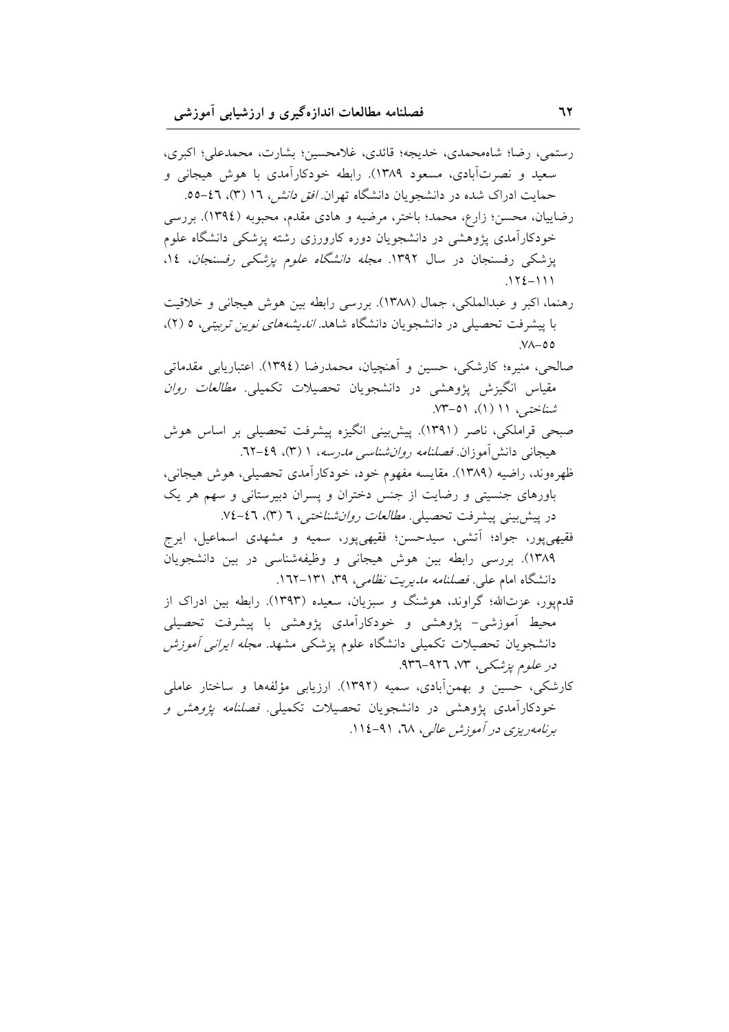رستمی، رضا؛ شاه‌محمدی، خدیجه؛ قائدی، غلامحسین؛ بشارت، محمدعلی؛ اکبری، سعید و نصرت‌آبادی، مسعود (۱۳۸۹). رابطه خودکارآمدی با هوش هیجانی و حمایت ادراک شده در دانشجویان دانشگاه تهران. *افق دانش*، ۱۶ (۳)، ۴۶-۵۵.

رضاییان، محسن؛ زارع، محمد؛ باختر، مرضیه و هادی مقدم، محبوبه (۱۳۹۴). بررسی خودکارآمدی پژوهشی در دانشجویان دوره کارورزی رشته پزشکی دانشگاه علوم پزشکی رفسنجان در سال ۱۳۹۲. *مجله دانشگاه علوم پزشکی رفسنجان*، ۱۴، ۱۱۱-۱۲۴.

رهنما، اکبر و عبدالملکی، جمال (۱۳۸۸). بررسی رابطه بین هوش هیجانی و خلاقیت با پیشرفت تحصیلی در دانشجویان دانشگاه شاهد. *اندیشه‌های نوین تربیتی*، ۵ (۲)، ۵۵-۷۸.

صالحی، منیره؛ کارشکی، حسین و آهنچیان، محمدرضا (۱۳۹۴). اعتباریابی مقدماتی مقیاس انگیزش پژوهشی در دانشجویان تحصیلات تکمیلی. *مطالعات روان شناختی*، ۱۱ (۱)، ۵۱-۷۳.

صبحی قراملکی، ناصر (۱۳۹۱). پیش‌بینی انگیزه پیشرفت تحصیلی بر اساس هوش هیجانی دانش‌آموزان. *فصلنامه روان‌شناسی مدرسه*، ۱ (۳)، ۴۹-۶۲.

ظهره‌وند، راضیه (۱۳۸۹). مقایسه مفهوم خود، خودکارآمدی تحصیلی، هوش هیجانی، باورهای جنسیتی و رضایت از جنس دختران و پسران دبیرستانی و سهم هر یک در پیش‌بینی پیشرفت تحصیلی. *مطالعات روان‌شناختی*، ۶ (۳)، ۴۶-۷۴.

فقیهی‌پور، جواد؛ آتشی، سیدحسن؛ فقیهی‌پور، سمیه و مشهدی اسماعیل، ایرج ۱۳۸۹). بررسی رابطه بین هوش هیجانی و وظیفه‌شناسی در بین دانشجویان دانشگاه امام علی. *فصلنامه مدیریت نظامی*، ۳۹، ۱۳۱-۱۶۲.

قدم‌پور، عزت‌الله؛ گراوند، هوشنگ و سبزیان، سعیده (۱۳۹۳). رابطه بین ادراک از محیط آموزشی- پژوهشی و خودکارآمدی پژوهشی با پیشرفت تحصیلی دانشجویان تحصیلات تکمیلی دانشگاه علوم پزشکی مشهد. *مجله ایرانی آموزش در علوم پزشکی*، ۷۳، ۹۲۶-۹۳۶.

کارشکی، حسین و بهمن‌آبادی، سمیه (۱۳۹۲). ارزیابی مؤلفه‌ها و ساختار عاملی خودکارآمدی پژوهشی در دانشجویان تحصیلات تکمیلی. *فصلنامه پژوهش و برنامه‌ریزی در آموزش عالی*، ۶۸، ۹۱-۱۱۴.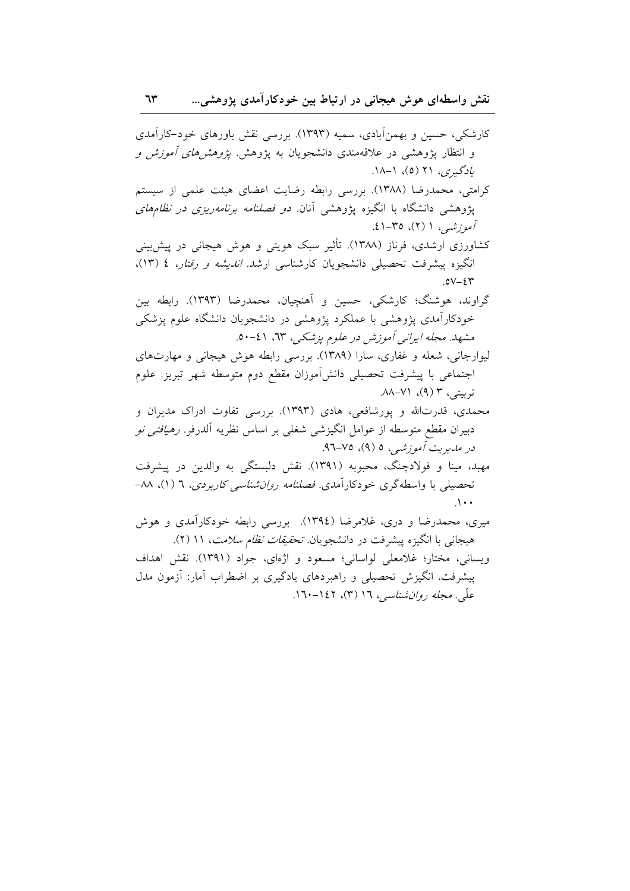کارشکی، حسین و بهمن‌آبادی، سمیه (۱۳۹۳). بررسی نقش باورهای خود-کارآمدی و انتظار پژوهشی در علاقه‌مندی دانشجویان به پژوهش. *پژوهش‌های آموزش و یادگیری*، ۲۱ (۵)، ۱-۱۸.

کرامتی، محمدرضا (۱۳۸۸). بررسی رابطه رضایت اعضای هیئت علمی از سیستم پژوهشی دانشگاه با انگیزه پژوهشی آنان. *دو فصلنامه برنامه‌ریزی در نظام‌های آموزشی*، ۱ (۲)، ۳۵-۴۱.

کشاورزی ارشدی، فرناز (۱۳۸۸). تأثیر سبک هویتی و هوش هیجانی در پیش‌بینی انگیزه پیشرفت تحصیلی دانشجویان کارشناسی ارشد. *اندیشه و رفتار*، ٤ (۱۳)، ٤٣-٥٧.

گراوند، هوشنگ؛ کارشکی، حسین، آهنچیان، محمدرضا (۱۳۹۳). رابطه بین خودکارآمدی پژوهشی با عملکرد پژوهشی در دانشجویان دانشگاه علوم پزشکی مشهد. *مجله ایرانی آموزش در علوم پزشکی*، ٦٣، ٤١-٥٠.

لیوارجانی، شعله و غفاری، سارا (۱۳۸۹). بررسی رابطه هوش هیجانی و مهارت‌های اجتماعی با پیشرفت تحصیلی دانش‌آموزان مقطع دوم متوسطه شهر تبریز. علوم تربیتی، ۳ (۹)، ۷۱-۸۸.

محمدی، قدرت‌الله و پورشافعی، هادی (۱۳۹۳). بررسی تفاوت ادراک مدیران و دبیران مقطع متوسطه از عوامل انگیزشی شغلی بر اساس نظریه آلدرفر. *رهیافتی نو در مدیریت آموزشی*، ٥ (۹)، ۷٥-۹٦.

مهبد، مینا و فولادچنگ، محبوبه (۱۳۹۱). نقش دلبستگی به والدین در پیشرفت تحصیلی با واسطه‌گری خودکارآمدی. *فصلنامه روان‌شناسی کاربردی*، ٦ (۱)، ۸۸-۱۰۰.

میری، محمدرضا و دری، غلامرضا (۱۳۹٤). بررسی رابطه خودکارآمدی و هوش هیجانی با انگیزه پیشرفت در دانشجویان. *تحقیقات نظام سلامت*، ۱۱ (۲).

ویسانی، مختار؛ غلامعلی لواسانی؛ مسعود و اژه‌ای، جواد (۱۳۹۱). نقش اهداف پیشرفت، انگیزش تحصیلی و راهبردهای یادگیری بر اضطراب آمار: آزمون مدل علّی. *مجله روان‌شناسی*، ١٦ (۳)، ١٤٢-١٦٠.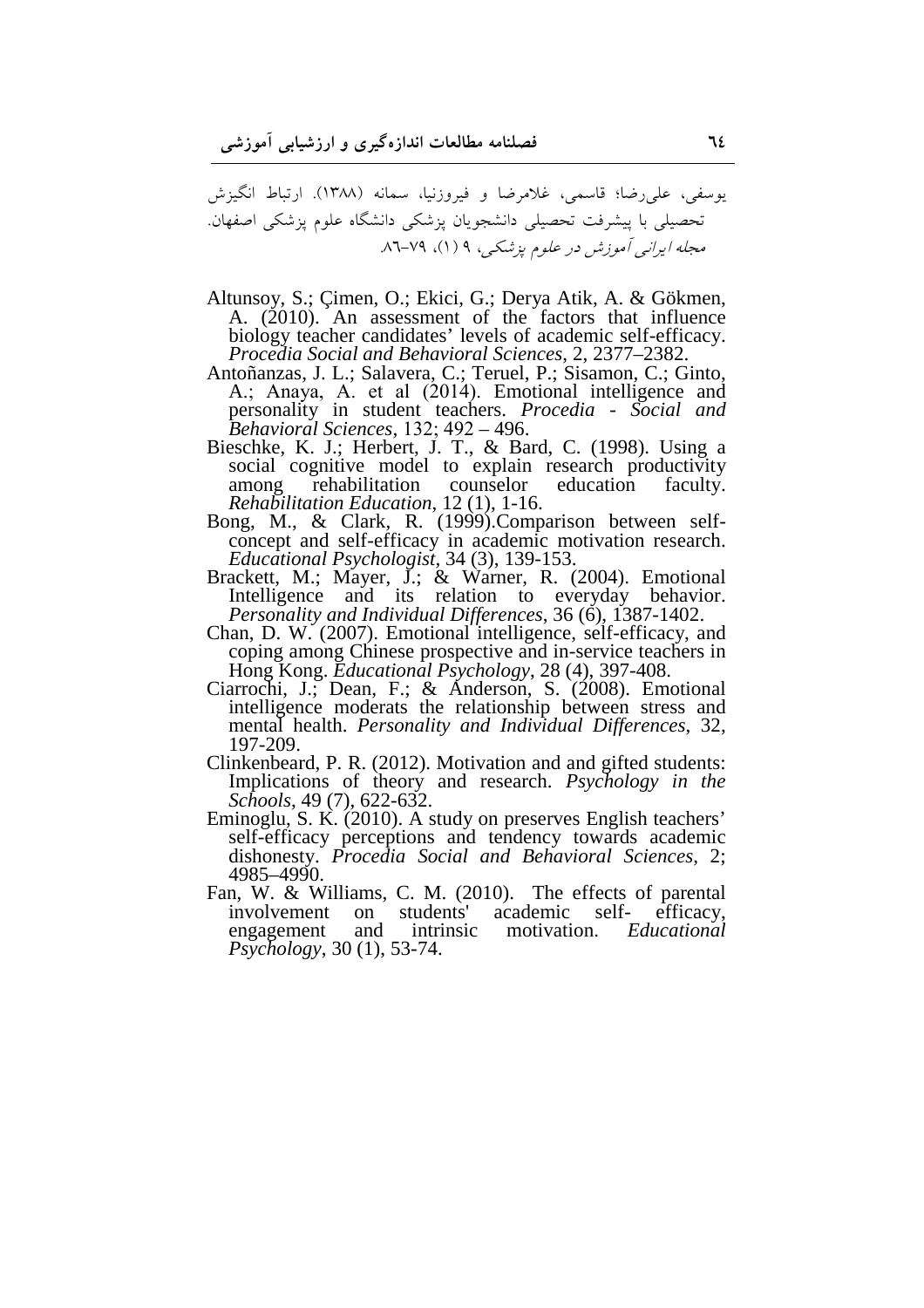یوسفی، علی‌رضا؛ قاسمی، غلامرضا و فیروزنیا، سمانه (۱۳۸۸). ارتباط انگیزش تحصیلی با پیشرفت تحصیلی دانشجویان پزشکی دانشگاه علوم پزشکی اصفهان. *مجله ایرانی آموزش در علوم پزشکی*، ۹ (۱)، ۷۹–۸۶.

Altunsoy, S.; Çimen, O.; Ekici, G.; Derya Atik, A. & Gökmen, A. (2010). An assessment of the factors that influence biology teacher candidates' levels of academic self-efficacy. *Procedia Social and Behavioral Sciences*, 2, 2377–2382.

Antoñanzas, J. L.; Salavera, C.; Teruel, P.; Sisamon, C.; Ginto, A.; Anaya, A. et al (2014). Emotional intelligence and personality in student teachers. *Procedia - Social and Behavioral Sciences*, 132; 492 – 496.

Bieschke, K. J.; Herbert, J. T., & Bard, C. (1998). Using a social cognitive model to explain research productivity among rehabilitation counselor education faculty. *Rehabilitation Education*, 12 (1), 1-16.

Bong, M., & Clark, R. (1999).Comparison between self-concept and self-efficacy in academic motivation research. *Educational Psychologist*, 34 (3), 139-153.

Brackett, M.; Mayer, J.; & Warner, R. (2004). Emotional Intelligence and its relation to everyday behavior. *Personality and Individual Differences*, 36 (6), 1387-1402.

Chan, D. W. (2007). Emotional intelligence, self-efficacy, and coping among Chinese prospective and in-service teachers in Hong Kong. *Educational Psychology*, 28 (4), 397-408.

Ciarrochi, J.; Dean, F.; & Anderson, S. (2008). Emotional intelligence moderats the relationship between stress and mental health. *Personality and Individual Differences*, 32, 197-209.

Clinkenbeard, P. R. (2012). Motivation and and gifted students: Implications of theory and research. *Psychology in the Schools*, 49 (7), 622-632.

Eminoglu, S. K. (2010). A study on preserves English teachers' self-efficacy perceptions and tendency towards academic dishonesty. *Procedia Social and Behavioral Sciences*, 2; 4985–4990.

Fan, W. & Williams, C. M. (2010). The effects of parental involvement on students' academic self- efficacy, engagement and intrinsic motivation. *Educational Psychology*, 30 (1), 53-74.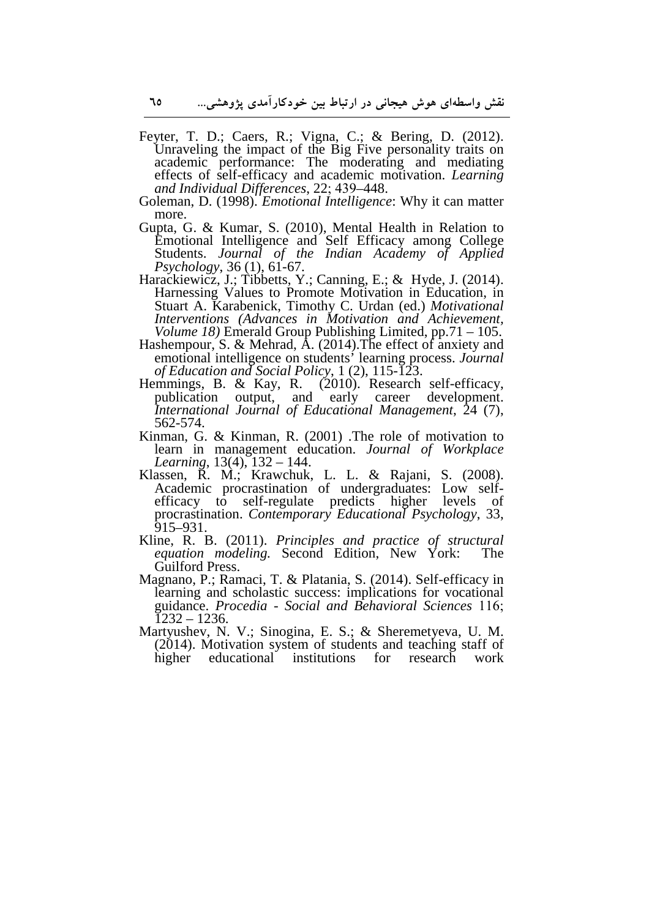Feyter, T. D.; Caers, R.; Vigna, C.; & Bering, D. (2012). Unraveling the impact of the Big Five personality traits on academic performance: The moderating and mediating effects of self-efficacy and academic motivation. *Learning and Individual Differences*, 22; 439–448.

Goleman, D. (1998). *Emotional Intelligence*: Why it can matter more.

Gupta, G. & Kumar, S. (2010), Mental Health in Relation to Emotional Intelligence and Self Efficacy among College Students. *Journal of the Indian Academy of Applied Psychology*, 36 (1), 61-67.

Harackiewicz, J.; Tibbetts, Y.; Canning, E.; & Hyde, J. (2014). Harnessing Values to Promote Motivation in Education, in Stuart A. Karabenick, Timothy C. Urdan (ed.) *Motivational Interventions (Advances in Motivation and Achievement, Volume 18)* Emerald Group Publishing Limited, pp.71 – 105.

Hashempour, S. & Mehrad, A. (2014).The effect of anxiety and emotional intelligence on students' learning process. *Journal of Education and Social Policy*, 1 (2), 115-123.

Hemmings, B. & Kay, R. (2010). Research self-efficacy, publication output, and early career development. *International Journal of Educational Management*, 24 (7), 562-574.

Kinman, G. & Kinman, R. (2001) .The role of motivation to learn in management education. *Journal of Workplace Learning*, 13(4), 132 – 144.

Klassen, R. M.; Krawchuk, L. L. & Rajani, S. (2008). Academic procrastination of undergraduates: Low self-efficacy to self-regulate predicts higher levels of procrastination. *Contemporary Educational Psychology*, 33, 915–931.

Kline, R. B. (2011). *Principles and practice of structural equation modeling.* Second Edition, New York: The Guilford Press.

Magnano, P.; Ramaci, T. & Platania, S. (2014). Self-efficacy in learning and scholastic success: implications for vocational guidance. *Procedia - Social and Behavioral Sciences* 116; 1232 – 1236.

Martyushev, N. V.; Sinogina, E. S.; & Sheremetyeva, U. M. (2014). Motivation system of students and teaching staff of higher educational institutions for research work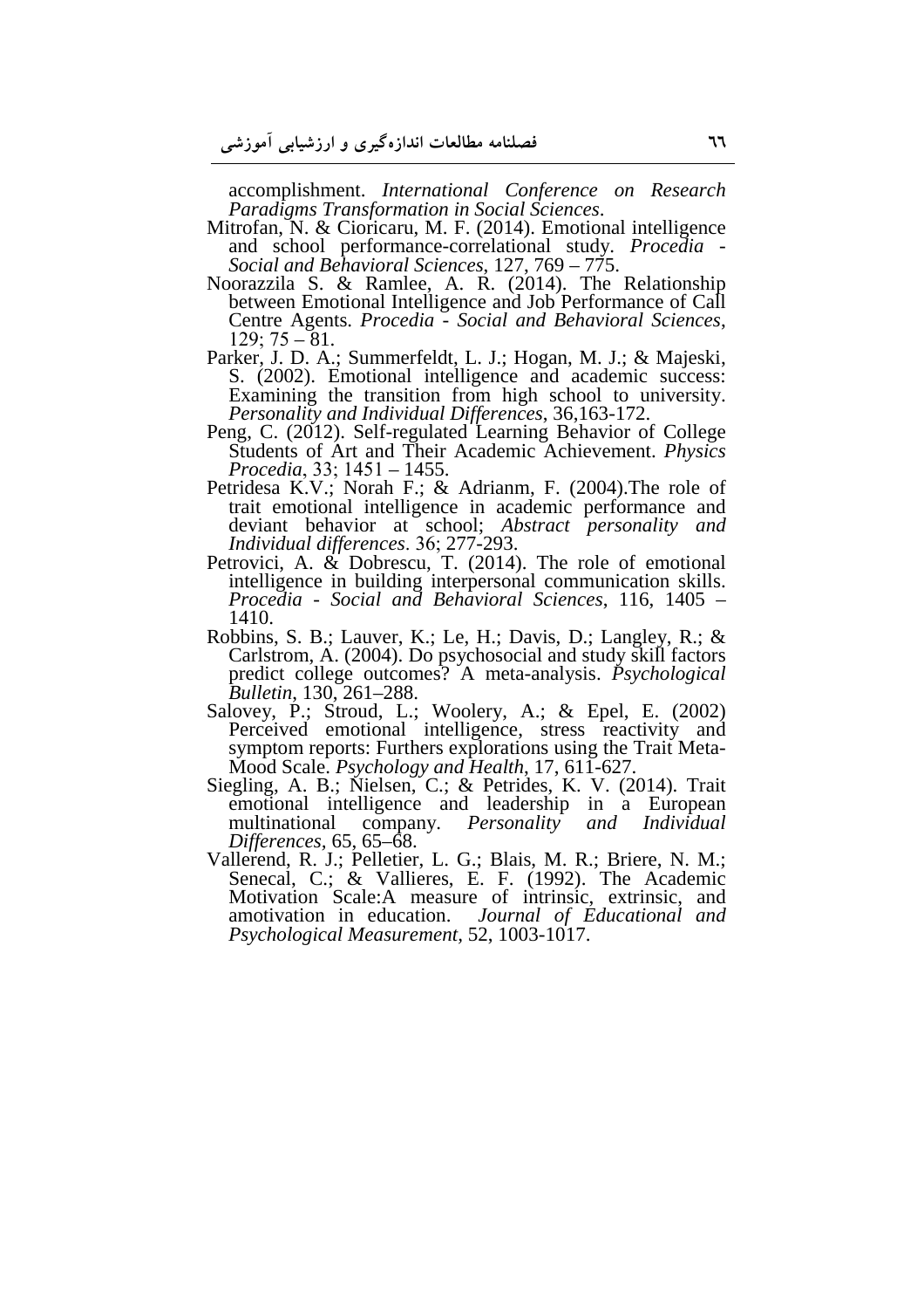accomplishment. *International Conference on Research Paradigms Transformation in Social Sciences*.

Mitrofan, N. & Cioricaru, M. F. (2014). Emotional intelligence and school performance-correlational study. *Procedia - Social and Behavioral Sciences*, 127, 769 – 775.

Noorazzila S. & Ramlee, A. R. (2014). The Relationship between Emotional Intelligence and Job Performance of Call Centre Agents. *Procedia - Social and Behavioral Sciences*, 129; 75 – 81.

Parker, J. D. A.; Summerfeldt, L. J.; Hogan, M. J.; & Majeski, S. (2002). Emotional intelligence and academic success: Examining the transition from high school to university. *Personality and Individual Differences*, 36,163-172.

Peng, C. (2012). Self-regulated Learning Behavior of College Students of Art and Their Academic Achievement. *Physics Procedia*, 33; 1451 – 1455.

Petridesa K.V.; Norah F.; & Adrianm, F. (2004).The role of trait emotional intelligence in academic performance and deviant behavior at school; *Abstract personality and Individual differences*. 36; 277-293.

Petrovici, A. & Dobrescu, T. (2014). The role of emotional intelligence in building interpersonal communication skills. *Procedia - Social and Behavioral Sciences*, 116, 1405 – 1410.

Robbins, S. B.; Lauver, K.; Le, H.; Davis, D.; Langley, R.; & Carlstrom, A. (2004). Do psychosocial and study skill factors predict college outcomes? A meta-analysis. *Psychological Bulletin*, 130, 261–288.

Salovey, P.; Stroud, L.; Woolery, A.; & Epel, E. (2002) Perceived emotional intelligence, stress reactivity and symptom reports: Furthers explorations using the Trait Meta-Mood Scale. *Psychology and Health*, 17, 611-627.

Siegling, A. B.; Nielsen, C.; & Petrides, K. V. (2014). Trait emotional intelligence and leadership in a European multinational company. *Personality and Individual Differences*, 65, 65–68.

Vallerend, R. J.; Pelletier, L. G.; Blais, M. R.; Briere, N. M.; Senecal, C.; & Vallieres, E. F. (1992). The Academic Motivation Scale:A measure of intrinsic, extrinsic, and amotivation in education. *Journal of Educational and Psychological Measurement*, 52, 1003-1017.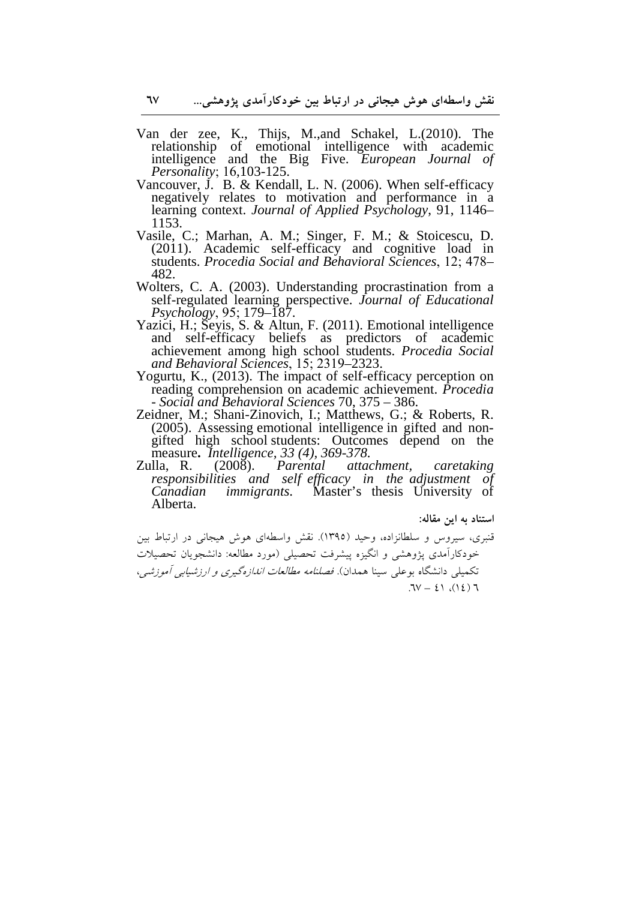Van der zee, K., Thijs, M.,and Schakel, L.(2010). The relationship of emotional intelligence with academic intelligence and the Big Five. *European Journal of Personality*; 16,103-125.

Vancouver, J. B. & Kendall, L. N. (2006). When self-efficacy negatively relates to motivation and performance in a learning context. *Journal of Applied Psychology*, 91, 1146–1153.

Vasile, C.; Marhan, A. M.; Singer, F. M.; & Stoicescu, D. (2011). Academic self-efficacy and cognitive load in students. *Procedia Social and Behavioral Sciences*, 12; 478–482.

Wolters, C. A. (2003). Understanding procrastination from a self-regulated learning perspective. *Journal of Educational Psychology*, 95; 179–187.

Yazici, H.; Seyis, S. & Altun, F. (2011). Emotional intelligence and self-efficacy beliefs as predictors of academic achievement among high school students. *Procedia Social and Behavioral Sciences*, 15; 2319–2323.

Yogurtu, K., (2013). The impact of self-efficacy perception on reading comprehension on academic achievement. *Procedia - Social and Behavioral Sciences* 70, 375 – 386.

Zeidner, M.; Shani-Zinovich, I.; Matthews, G.; & Roberts, R. (2005). Assessing emotional intelligence in gifted and non-gifted high school students: Outcomes depend on the measure**.** *Intelligence, 33 (4), 369-378.*

Zulla, R. (2008). *Parental attachment, caretaking responsibilities and self efficacy in the adjustment of Canadian immigrants.* Master's thesis University of Alberta.

**استناد به این مقاله:**

قنبری، سیروس و سلطانزاده، وحید (۱۳۹۵). نقش واسطه‌ای هوش هیجانی در ارتباط بین خودکارآمدی پژوهشی و انگیزه پیشرفت تحصیلی (مورد مطالعه: دانشجویان تحصیلات تکمیلی دانشگاه بوعلی سینا همدان). *فصلنامه مطالعات اندازه‌گیری و ارزشیابی آموزشی*، ٦ (١٤)، ٤١ – ٦٧.